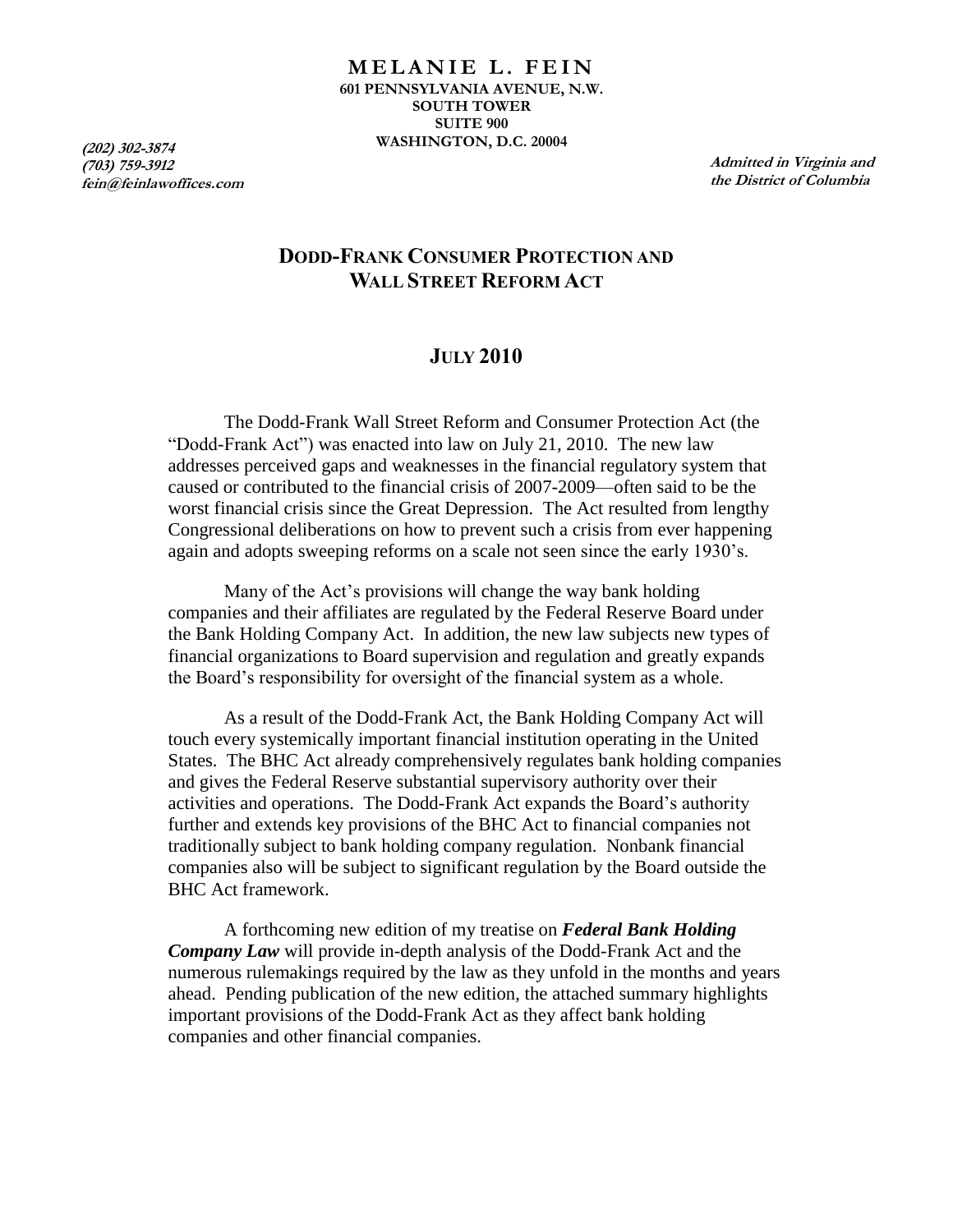**MELANIE L. FEIN**
**601 PENNSYLVANIA AVENUE, N.W.**
**SOUTH TOWER**
**SUITE 900**
**WASHINGTON, D.C. 20004**

***(202) 302-3874***
***(703) 759-3912***
***fein@feinlawoffices.com***

***Admitted in Virginia and the District of Columbia***

# DODD-FRANK CONSUMER PROTECTION AND WALL STREET REFORM ACT

## JULY 2010

The Dodd-Frank Wall Street Reform and Consumer Protection Act (the "Dodd-Frank Act") was enacted into law on July 21, 2010. The new law addresses perceived gaps and weaknesses in the financial regulatory system that caused or contributed to the financial crisis of 2007-2009—often said to be the worst financial crisis since the Great Depression. The Act resulted from lengthy Congressional deliberations on how to prevent such a crisis from ever happening again and adopts sweeping reforms on a scale not seen since the early 1930's.

Many of the Act's provisions will change the way bank holding companies and their affiliates are regulated by the Federal Reserve Board under the Bank Holding Company Act. In addition, the new law subjects new types of financial organizations to Board supervision and regulation and greatly expands the Board's responsibility for oversight of the financial system as a whole.

As a result of the Dodd-Frank Act, the Bank Holding Company Act will touch every systemically important financial institution operating in the United States. The BHC Act already comprehensively regulates bank holding companies and gives the Federal Reserve substantial supervisory authority over their activities and operations. The Dodd-Frank Act expands the Board's authority further and extends key provisions of the BHC Act to financial companies not traditionally subject to bank holding company regulation. Nonbank financial companies also will be subject to significant regulation by the Board outside the BHC Act framework.

A forthcoming new edition of my treatise on ***Federal Bank Holding Company Law*** will provide in-depth analysis of the Dodd-Frank Act and the numerous rulemakings required by the law as they unfold in the months and years ahead. Pending publication of the new edition, the attached summary highlights important provisions of the Dodd-Frank Act as they affect bank holding companies and other financial companies.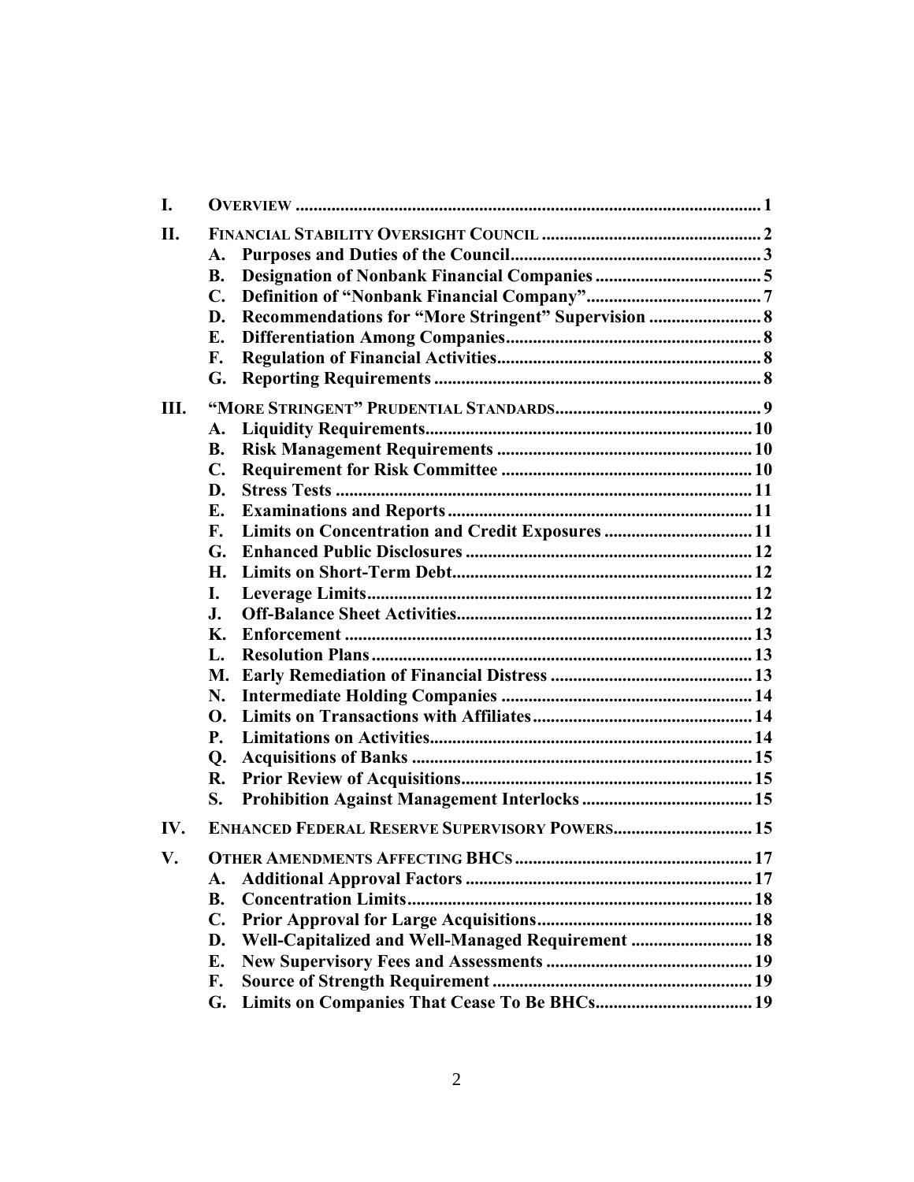| | | |
|---|---|---|
| **I.** | **OVERVIEW** | **1** |
| **II.** | **FINANCIAL STABILITY OVERSIGHT COUNCIL** | **2** |
| | **A. Purposes and Duties of the Council** | **3** |
| | **B. Designation of Nonbank Financial Companies** | **5** |
| | **C. Definition of "Nonbank Financial Company"** | **7** |
| | **D. Recommendations for "More Stringent" Supervision** | **8** |
| | **E. Differentiation Among Companies** | **8** |
| | **F. Regulation of Financial Activities** | **8** |
| | **G. Reporting Requirements** | **8** |
| **III.** | **"MORE STRINGENT" PRUDENTIAL STANDARDS** | **9** |
| | **A. Liquidity Requirements** | **10** |
| | **B. Risk Management Requirements** | **10** |
| | **C. Requirement for Risk Committee** | **10** |
| | **D. Stress Tests** | **11** |
| | **E. Examinations and Reports** | **11** |
| | **F. Limits on Concentration and Credit Exposures** | **11** |
| | **G. Enhanced Public Disclosures** | **12** |
| | **H. Limits on Short-Term Debt** | **12** |
| | **I. Leverage Limits** | **12** |
| | **J. Off-Balance Sheet Activities** | **12** |
| | **K. Enforcement** | **13** |
| | **L. Resolution Plans** | **13** |
| | **M. Early Remediation of Financial Distress** | **13** |
| | **N. Intermediate Holding Companies** | **14** |
| | **O. Limits on Transactions with Affiliates** | **14** |
| | **P. Limitations on Activities** | **14** |
| | **Q. Acquisitions of Banks** | **15** |
| | **R. Prior Review of Acquisitions** | **15** |
| | **S. Prohibition Against Management Interlocks** | **15** |
| **IV.** | **ENHANCED FEDERAL RESERVE SUPERVISORY POWERS** | **15** |
| **V.** | **OTHER AMENDMENTS AFFECTING BHCS** | **17** |
| | **A. Additional Approval Factors** | **17** |
| | **B. Concentration Limits** | **18** |
| | **C. Prior Approval for Large Acquisitions** | **18** |
| | **D. Well-Capitalized and Well-Managed Requirement** | **18** |
| | **E. New Supervisory Fees and Assessments** | **19** |
| | **F. Source of Strength Requirement** | **19** |
| | **G. Limits on Companies That Cease To Be BHCs** | **19** |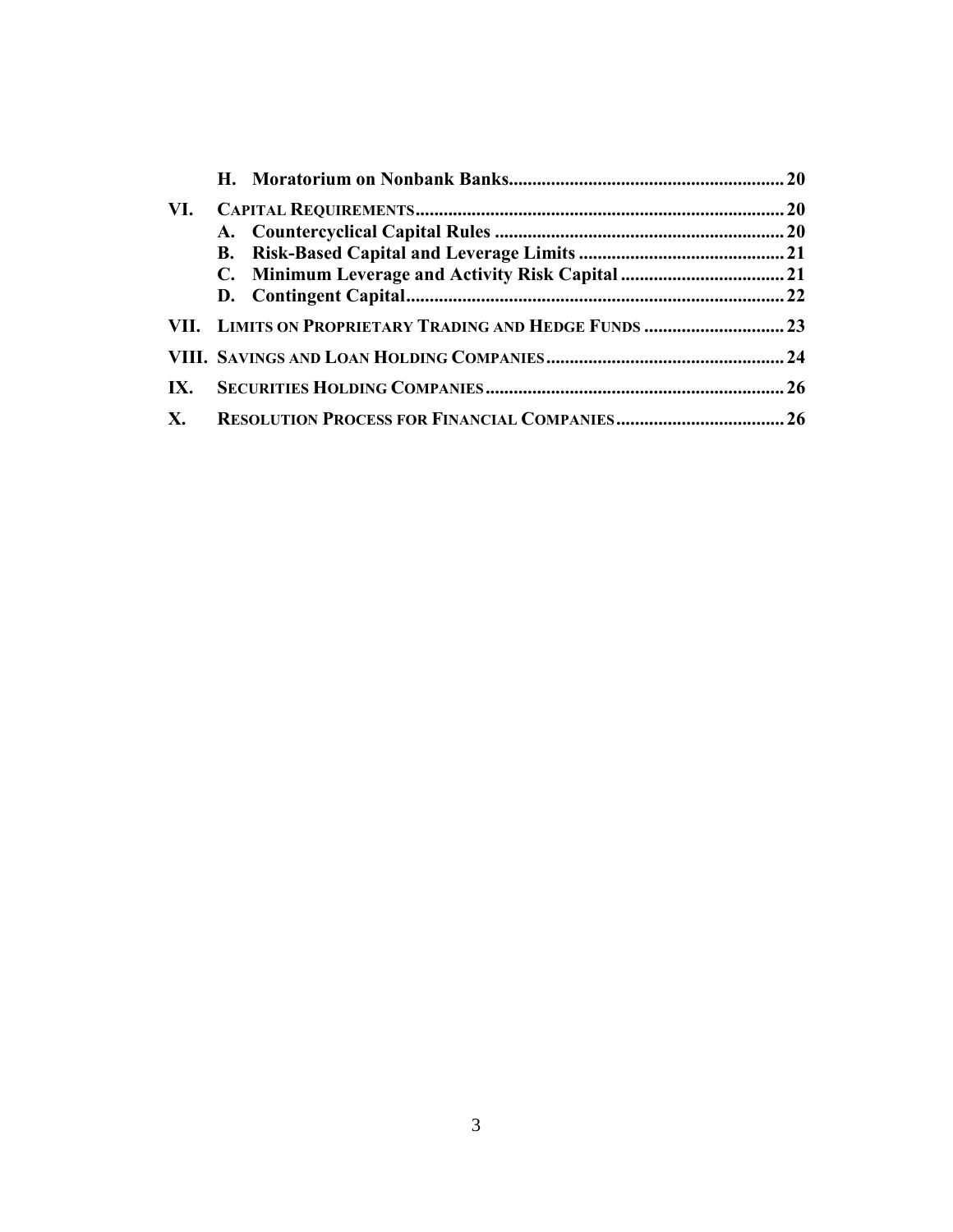- **H. Moratorium on Nonbank Banks** .......... 20

**VI. CAPITAL REQUIREMENTS** .......... 20

- **A. Countercyclical Capital Rules** .......... 20
- **B. Risk-Based Capital and Leverage Limits** .......... 21
- **C. Minimum Leverage and Activity Risk Capital** .......... 21
- **D. Contingent Capital** .......... 22

**VII. LIMITS ON PROPRIETARY TRADING AND HEDGE FUNDS** .......... 23

**VIII. SAVINGS AND LOAN HOLDING COMPANIES** .......... 24

**IX. SECURITIES HOLDING COMPANIES** .......... 26

**X. RESOLUTION PROCESS FOR FINANCIAL COMPANIES** .......... 26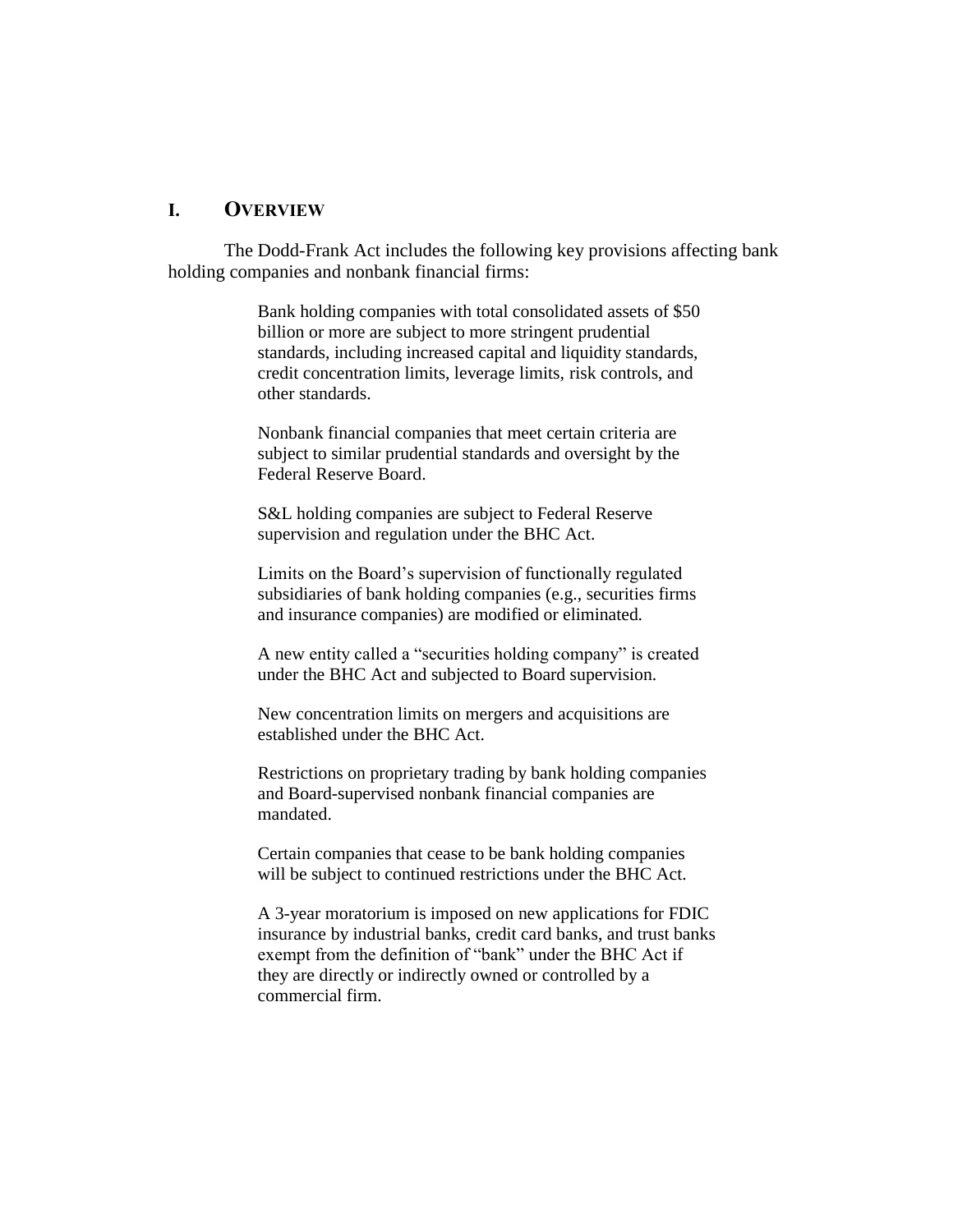## I. Overview

The Dodd-Frank Act includes the following key provisions affecting bank holding companies and nonbank financial firms:

> Bank holding companies with total consolidated assets of $50 billion or more are subject to more stringent prudential standards, including increased capital and liquidity standards, credit concentration limits, leverage limits, risk controls, and other standards.
>
> Nonbank financial companies that meet certain criteria are subject to similar prudential standards and oversight by the Federal Reserve Board.
>
> S&L holding companies are subject to Federal Reserve supervision and regulation under the BHC Act.
>
> Limits on the Board's supervision of functionally regulated subsidiaries of bank holding companies (e.g., securities firms and insurance companies) are modified or eliminated.
>
> A new entity called a "securities holding company" is created under the BHC Act and subjected to Board supervision.
>
> New concentration limits on mergers and acquisitions are established under the BHC Act.
>
> Restrictions on proprietary trading by bank holding companies and Board-supervised nonbank financial companies are mandated.
>
> Certain companies that cease to be bank holding companies will be subject to continued restrictions under the BHC Act.
>
> A 3-year moratorium is imposed on new applications for FDIC insurance by industrial banks, credit card banks, and trust banks exempt from the definition of "bank" under the BHC Act if they are directly or indirectly owned or controlled by a commercial firm.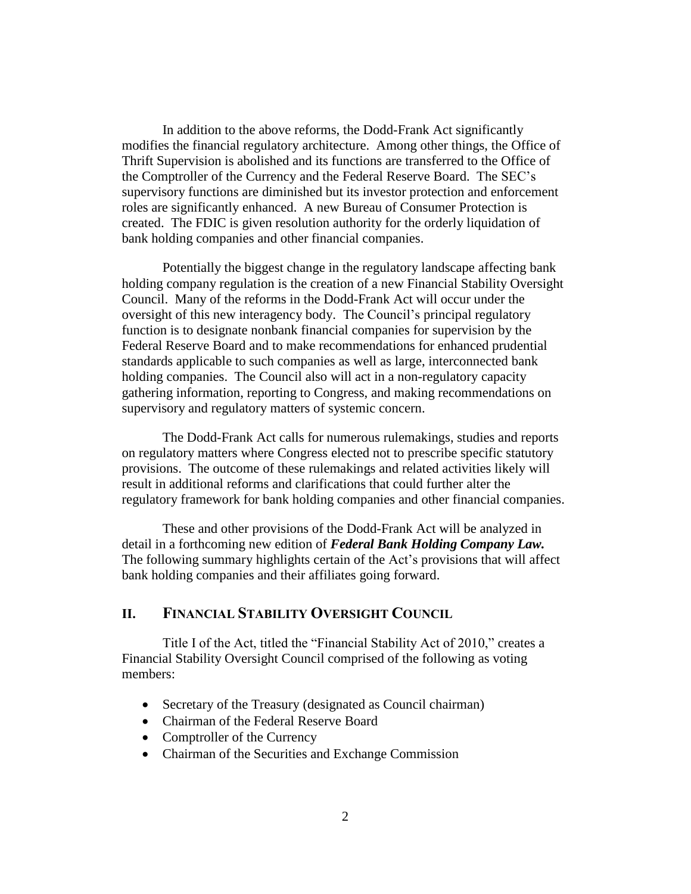In addition to the above reforms, the Dodd-Frank Act significantly modifies the financial regulatory architecture. Among other things, the Office of Thrift Supervision is abolished and its functions are transferred to the Office of the Comptroller of the Currency and the Federal Reserve Board. The SEC's supervisory functions are diminished but its investor protection and enforcement roles are significantly enhanced. A new Bureau of Consumer Protection is created. The FDIC is given resolution authority for the orderly liquidation of bank holding companies and other financial companies.

Potentially the biggest change in the regulatory landscape affecting bank holding company regulation is the creation of a new Financial Stability Oversight Council. Many of the reforms in the Dodd-Frank Act will occur under the oversight of this new interagency body. The Council's principal regulatory function is to designate nonbank financial companies for supervision by the Federal Reserve Board and to make recommendations for enhanced prudential standards applicable to such companies as well as large, interconnected bank holding companies. The Council also will act in a non-regulatory capacity gathering information, reporting to Congress, and making recommendations on supervisory and regulatory matters of systemic concern.

The Dodd-Frank Act calls for numerous rulemakings, studies and reports on regulatory matters where Congress elected not to prescribe specific statutory provisions. The outcome of these rulemakings and related activities likely will result in additional reforms and clarifications that could further alter the regulatory framework for bank holding companies and other financial companies.

These and other provisions of the Dodd-Frank Act will be analyzed in detail in a forthcoming new edition of ***Federal Bank Holding Company Law.*** The following summary highlights certain of the Act's provisions that will affect bank holding companies and their affiliates going forward.

## II. FINANCIAL STABILITY OVERSIGHT COUNCIL

Title I of the Act, titled the "Financial Stability Act of 2010," creates a Financial Stability Oversight Council comprised of the following as voting members:

- Secretary of the Treasury (designated as Council chairman)
- Chairman of the Federal Reserve Board
- Comptroller of the Currency
- Chairman of the Securities and Exchange Commission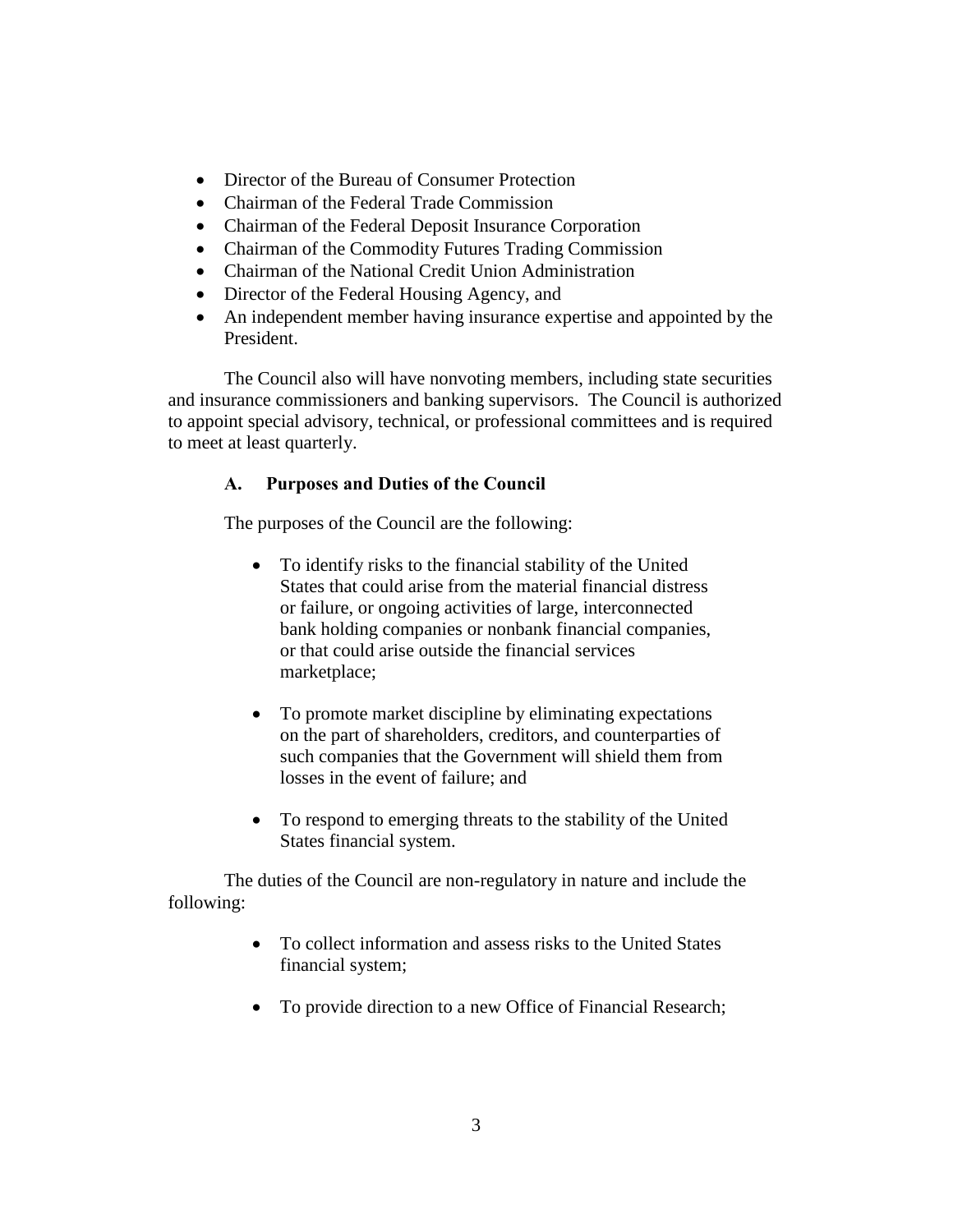- Director of the Bureau of Consumer Protection
- Chairman of the Federal Trade Commission
- Chairman of the Federal Deposit Insurance Corporation
- Chairman of the Commodity Futures Trading Commission
- Chairman of the National Credit Union Administration
- Director of the Federal Housing Agency, and
- An independent member having insurance expertise and appointed by the President.

The Council also will have nonvoting members, including state securities and insurance commissioners and banking supervisors. The Council is authorized to appoint special advisory, technical, or professional committees and is required to meet at least quarterly.

### A. Purposes and Duties of the Council

The purposes of the Council are the following:

- To identify risks to the financial stability of the United States that could arise from the material financial distress or failure, or ongoing activities of large, interconnected bank holding companies or nonbank financial companies, or that could arise outside the financial services marketplace;

- To promote market discipline by eliminating expectations on the part of shareholders, creditors, and counterparties of such companies that the Government will shield them from losses in the event of failure; and

- To respond to emerging threats to the stability of the United States financial system.

The duties of the Council are non-regulatory in nature and include the following:

- To collect information and assess risks to the United States financial system;

- To provide direction to a new Office of Financial Research;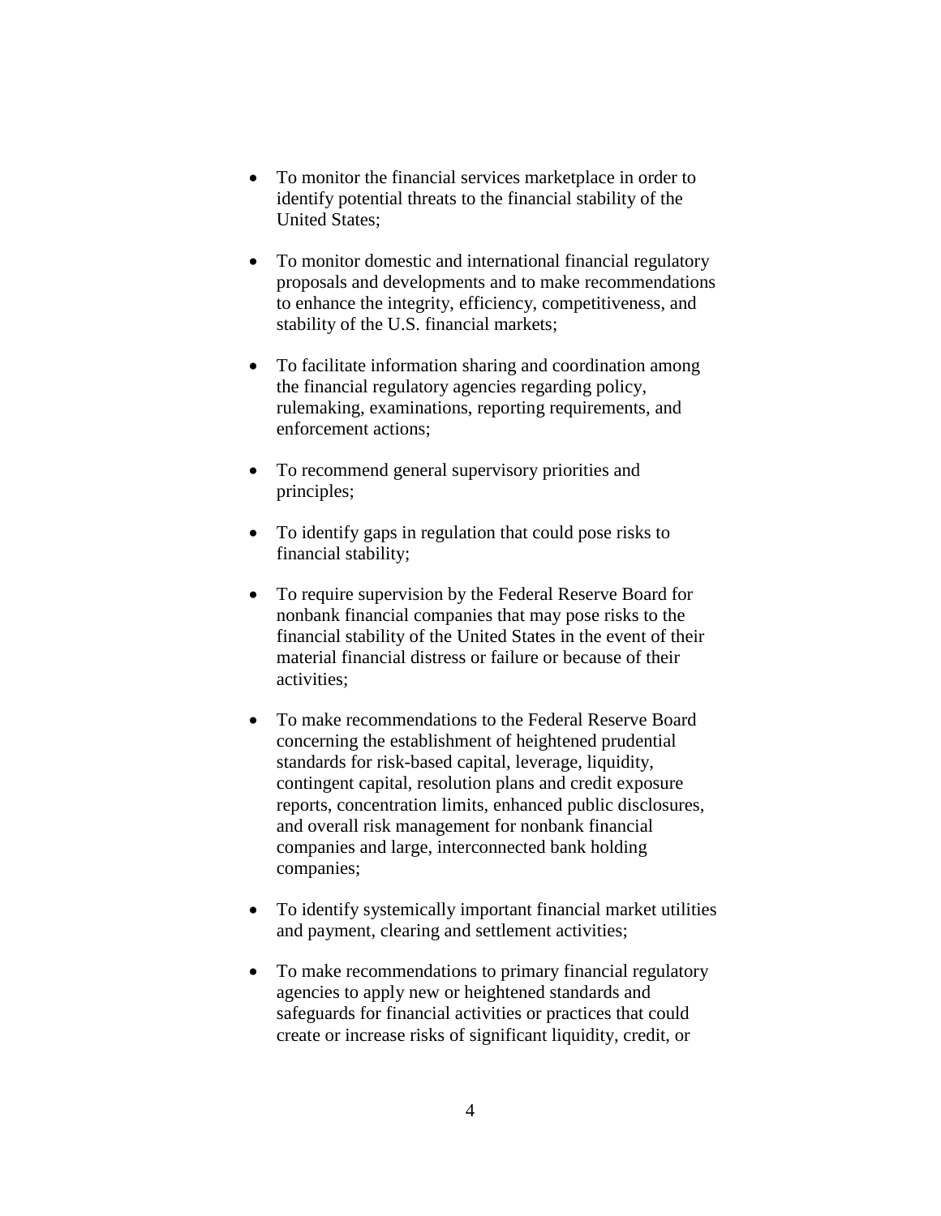- To monitor the financial services marketplace in order to identify potential threats to the financial stability of the United States;

- To monitor domestic and international financial regulatory proposals and developments and to make recommendations to enhance the integrity, efficiency, competitiveness, and stability of the U.S. financial markets;

- To facilitate information sharing and coordination among the financial regulatory agencies regarding policy, rulemaking, examinations, reporting requirements, and enforcement actions;

- To recommend general supervisory priorities and principles;

- To identify gaps in regulation that could pose risks to financial stability;

- To require supervision by the Federal Reserve Board for nonbank financial companies that may pose risks to the financial stability of the United States in the event of their material financial distress or failure or because of their activities;

- To make recommendations to the Federal Reserve Board concerning the establishment of heightened prudential standards for risk-based capital, leverage, liquidity, contingent capital, resolution plans and credit exposure reports, concentration limits, enhanced public disclosures, and overall risk management for nonbank financial companies and large, interconnected bank holding companies;

- To identify systemically important financial market utilities and payment, clearing and settlement activities;

- To make recommendations to primary financial regulatory agencies to apply new or heightened standards and safeguards for financial activities or practices that could create or increase risks of significant liquidity, credit, or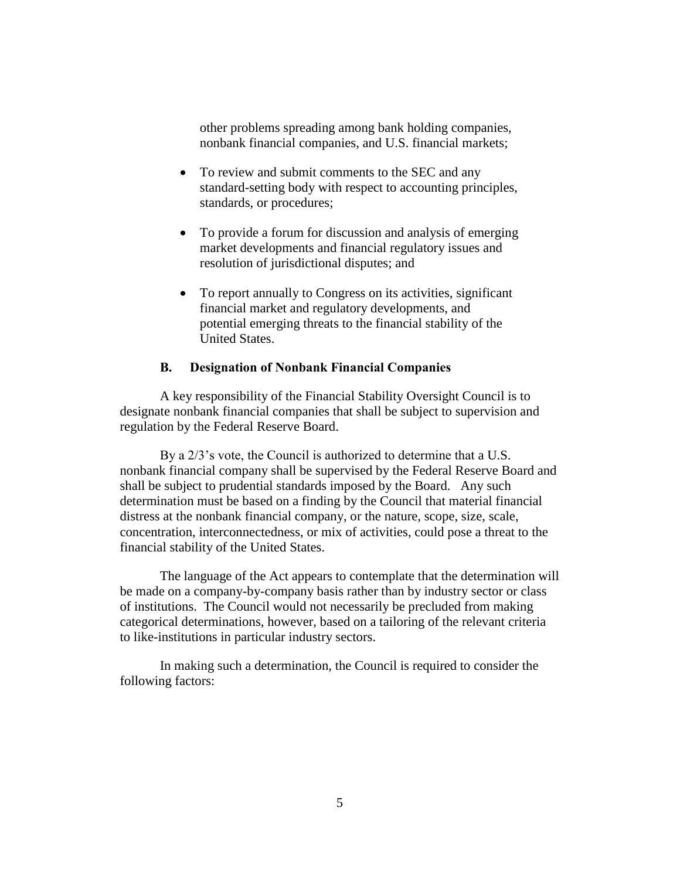other problems spreading among bank holding companies, nonbank financial companies, and U.S. financial markets;

- To review and submit comments to the SEC and any standard-setting body with respect to accounting principles, standards, or procedures;
- To provide a forum for discussion and analysis of emerging market developments and financial regulatory issues and resolution of jurisdictional disputes; and
- To report annually to Congress on its activities, significant financial market and regulatory developments, and potential emerging threats to the financial stability of the United States.

### B. Designation of Nonbank Financial Companies

A key responsibility of the Financial Stability Oversight Council is to designate nonbank financial companies that shall be subject to supervision and regulation by the Federal Reserve Board.

By a 2/3's vote, the Council is authorized to determine that a U.S. nonbank financial company shall be supervised by the Federal Reserve Board and shall be subject to prudential standards imposed by the Board. Any such determination must be based on a finding by the Council that material financial distress at the nonbank financial company, or the nature, scope, size, scale, concentration, interconnectedness, or mix of activities, could pose a threat to the financial stability of the United States.

The language of the Act appears to contemplate that the determination will be made on a company-by-company basis rather than by industry sector or class of institutions. The Council would not necessarily be precluded from making categorical determinations, however, based on a tailoring of the relevant criteria to like-institutions in particular industry sectors.

In making such a determination, the Council is required to consider the following factors: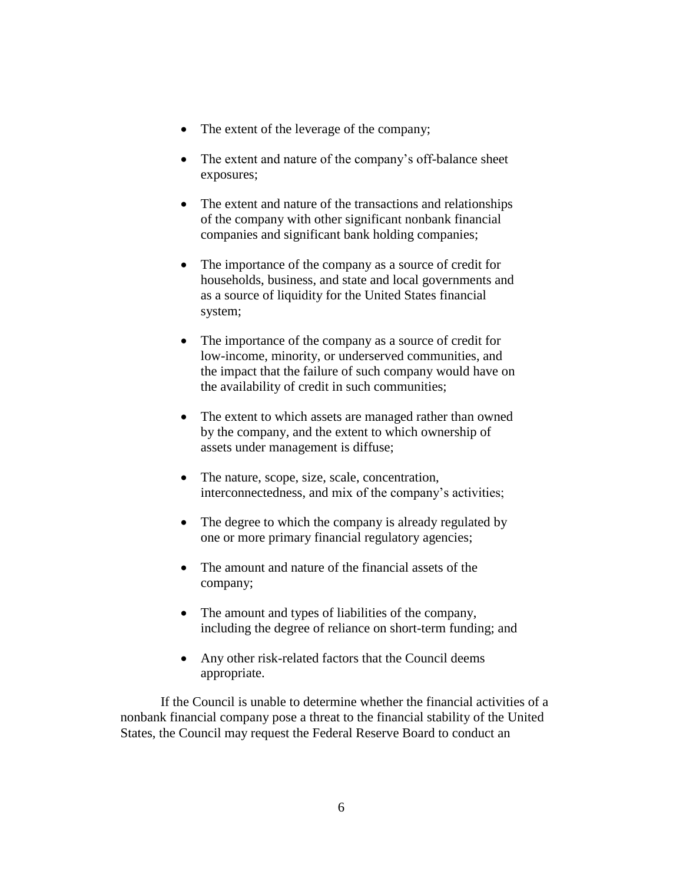- The extent of the leverage of the company;
- The extent and nature of the company's off-balance sheet exposures;
- The extent and nature of the transactions and relationships of the company with other significant nonbank financial companies and significant bank holding companies;
- The importance of the company as a source of credit for households, business, and state and local governments and as a source of liquidity for the United States financial system;
- The importance of the company as a source of credit for low-income, minority, or underserved communities, and the impact that the failure of such company would have on the availability of credit in such communities;
- The extent to which assets are managed rather than owned by the company, and the extent to which ownership of assets under management is diffuse;
- The nature, scope, size, scale, concentration, interconnectedness, and mix of the company's activities;
- The degree to which the company is already regulated by one or more primary financial regulatory agencies;
- The amount and nature of the financial assets of the company;
- The amount and types of liabilities of the company, including the degree of reliance on short-term funding; and
- Any other risk-related factors that the Council deems appropriate.

If the Council is unable to determine whether the financial activities of a nonbank financial company pose a threat to the financial stability of the United States, the Council may request the Federal Reserve Board to conduct an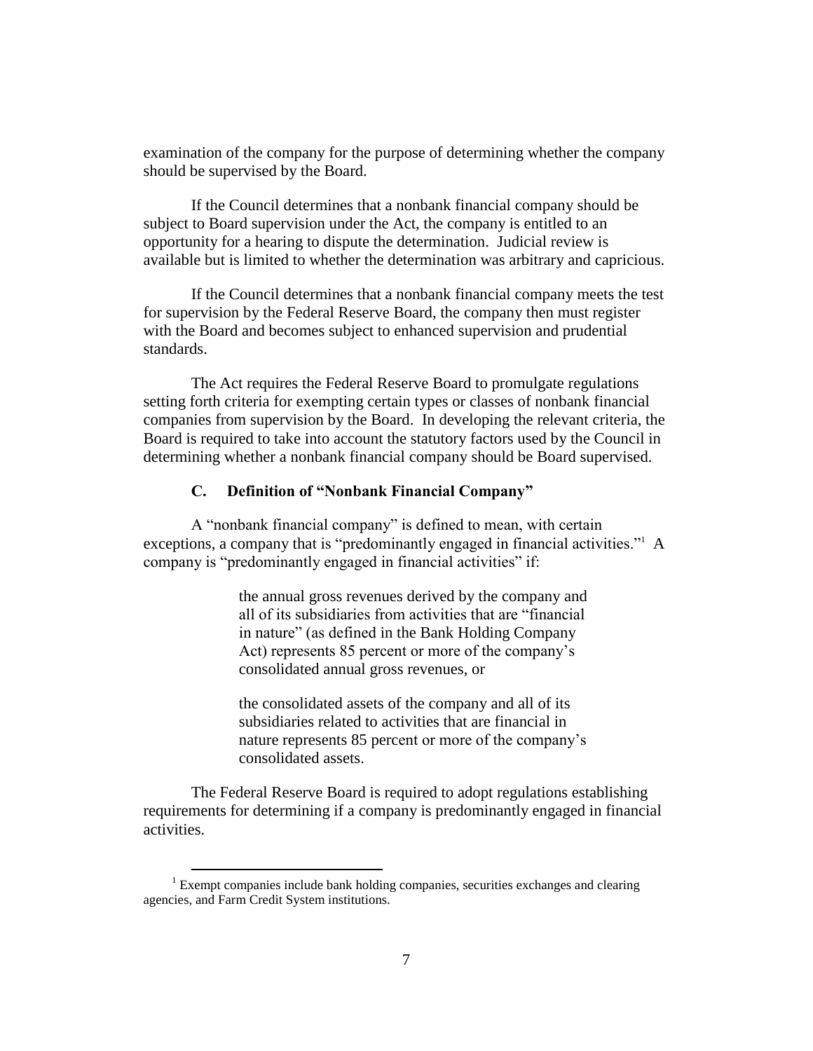examination of the company for the purpose of determining whether the company should be supervised by the Board.

If the Council determines that a nonbank financial company should be subject to Board supervision under the Act, the company is entitled to an opportunity for a hearing to dispute the determination. Judicial review is available but is limited to whether the determination was arbitrary and capricious.

If the Council determines that a nonbank financial company meets the test for supervision by the Federal Reserve Board, the company then must register with the Board and becomes subject to enhanced supervision and prudential standards.

The Act requires the Federal Reserve Board to promulgate regulations setting forth criteria for exempting certain types or classes of nonbank financial companies from supervision by the Board. In developing the relevant criteria, the Board is required to take into account the statutory factors used by the Council in determining whether a nonbank financial company should be Board supervised.

### C. Definition of "Nonbank Financial Company"

A "nonbank financial company" is defined to mean, with certain exceptions, a company that is "predominantly engaged in financial activities."[1] A company is "predominantly engaged in financial activities" if:

> the annual gross revenues derived by the company and all of its subsidiaries from activities that are "financial in nature" (as defined in the Bank Holding Company Act) represents 85 percent or more of the company's consolidated annual gross revenues, or
>
> the consolidated assets of the company and all of its subsidiaries related to activities that are financial in nature represents 85 percent or more of the company's consolidated assets.

The Federal Reserve Board is required to adopt regulations establishing requirements for determining if a company is predominantly engaged in financial activities.

[1] Exempt companies include bank holding companies, securities exchanges and clearing agencies, and Farm Credit System institutions.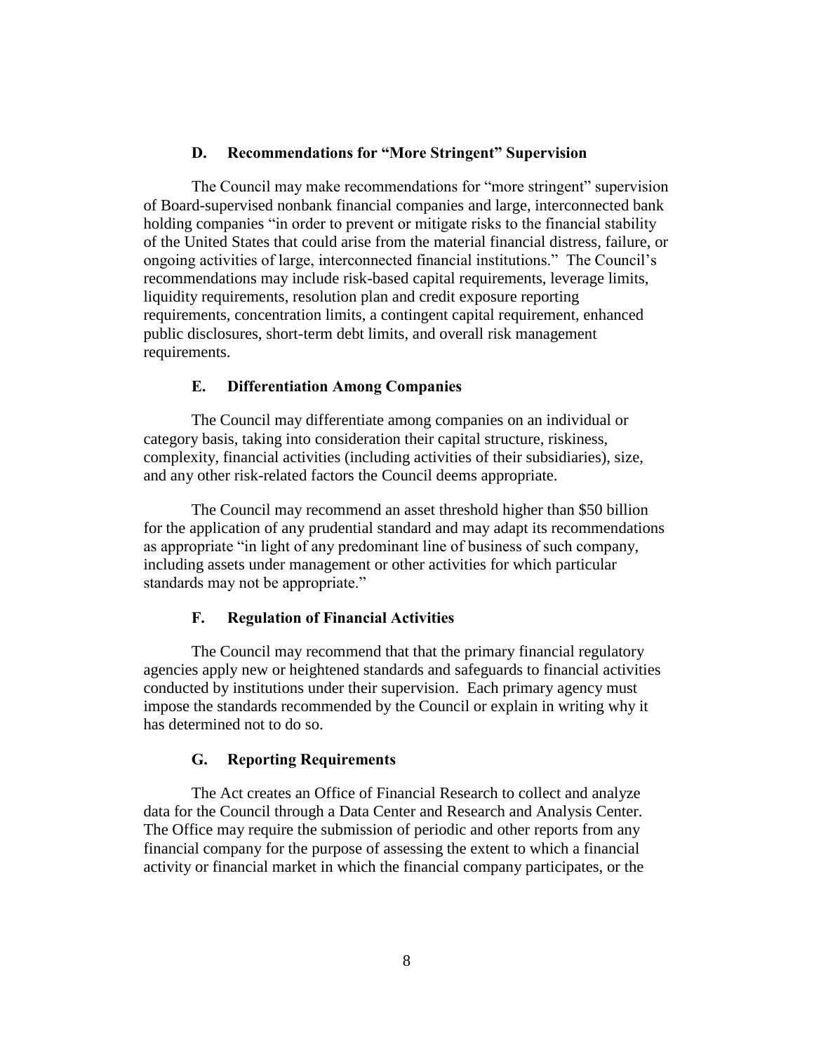### D. Recommendations for "More Stringent" Supervision

The Council may make recommendations for "more stringent" supervision of Board-supervised nonbank financial companies and large, interconnected bank holding companies "in order to prevent or mitigate risks to the financial stability of the United States that could arise from the material financial distress, failure, or ongoing activities of large, interconnected financial institutions." The Council's recommendations may include risk-based capital requirements, leverage limits, liquidity requirements, resolution plan and credit exposure reporting requirements, concentration limits, a contingent capital requirement, enhanced public disclosures, short-term debt limits, and overall risk management requirements.

### E. Differentiation Among Companies

The Council may differentiate among companies on an individual or category basis, taking into consideration their capital structure, riskiness, complexity, financial activities (including activities of their subsidiaries), size, and any other risk-related factors the Council deems appropriate.

The Council may recommend an asset threshold higher than $50 billion for the application of any prudential standard and may adapt its recommendations as appropriate "in light of any predominant line of business of such company, including assets under management or other activities for which particular standards may not be appropriate."

### F. Regulation of Financial Activities

The Council may recommend that that the primary financial regulatory agencies apply new or heightened standards and safeguards to financial activities conducted by institutions under their supervision. Each primary agency must impose the standards recommended by the Council or explain in writing why it has determined not to do so.

### G. Reporting Requirements

The Act creates an Office of Financial Research to collect and analyze data for the Council through a Data Center and Research and Analysis Center. The Office may require the submission of periodic and other reports from any financial company for the purpose of assessing the extent to which a financial activity or financial market in which the financial company participates, or the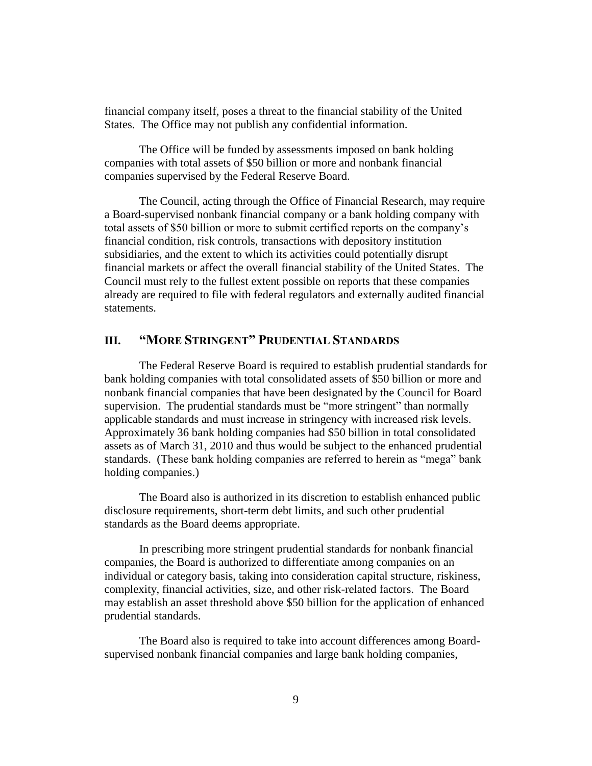financial company itself, poses a threat to the financial stability of the United States. The Office may not publish any confidential information.

The Office will be funded by assessments imposed on bank holding companies with total assets of $50 billion or more and nonbank financial companies supervised by the Federal Reserve Board.

The Council, acting through the Office of Financial Research, may require a Board-supervised nonbank financial company or a bank holding company with total assets of $50 billion or more to submit certified reports on the company's financial condition, risk controls, transactions with depository institution subsidiaries, and the extent to which its activities could potentially disrupt financial markets or affect the overall financial stability of the United States. The Council must rely to the fullest extent possible on reports that these companies already are required to file with federal regulators and externally audited financial statements.

## III. "More Stringent" Prudential Standards

The Federal Reserve Board is required to establish prudential standards for bank holding companies with total consolidated assets of $50 billion or more and nonbank financial companies that have been designated by the Council for Board supervision. The prudential standards must be "more stringent" than normally applicable standards and must increase in stringency with increased risk levels. Approximately 36 bank holding companies had $50 billion in total consolidated assets as of March 31, 2010 and thus would be subject to the enhanced prudential standards. (These bank holding companies are referred to herein as "mega" bank holding companies.)

The Board also is authorized in its discretion to establish enhanced public disclosure requirements, short-term debt limits, and such other prudential standards as the Board deems appropriate.

In prescribing more stringent prudential standards for nonbank financial companies, the Board is authorized to differentiate among companies on an individual or category basis, taking into consideration capital structure, riskiness, complexity, financial activities, size, and other risk-related factors. The Board may establish an asset threshold above $50 billion for the application of enhanced prudential standards.

The Board also is required to take into account differences among Board-supervised nonbank financial companies and large bank holding companies,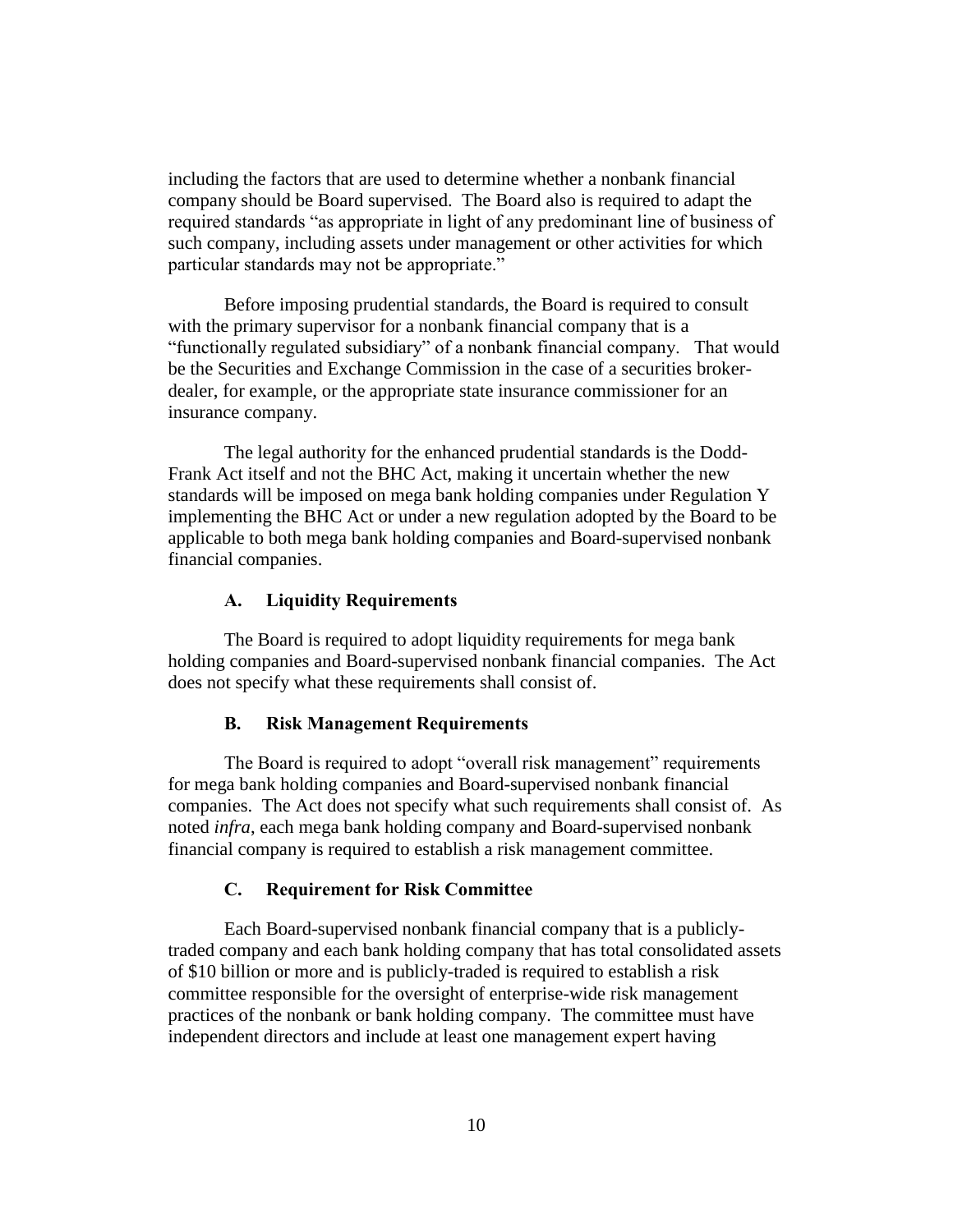including the factors that are used to determine whether a nonbank financial company should be Board supervised. The Board also is required to adapt the required standards "as appropriate in light of any predominant line of business of such company, including assets under management or other activities for which particular standards may not be appropriate."

Before imposing prudential standards, the Board is required to consult with the primary supervisor for a nonbank financial company that is a "functionally regulated subsidiary" of a nonbank financial company. That would be the Securities and Exchange Commission in the case of a securities broker-dealer, for example, or the appropriate state insurance commissioner for an insurance company.

The legal authority for the enhanced prudential standards is the Dodd-Frank Act itself and not the BHC Act, making it uncertain whether the new standards will be imposed on mega bank holding companies under Regulation Y implementing the BHC Act or under a new regulation adopted by the Board to be applicable to both mega bank holding companies and Board-supervised nonbank financial companies.

### A. Liquidity Requirements

The Board is required to adopt liquidity requirements for mega bank holding companies and Board-supervised nonbank financial companies. The Act does not specify what these requirements shall consist of.

### B. Risk Management Requirements

The Board is required to adopt "overall risk management" requirements for mega bank holding companies and Board-supervised nonbank financial companies. The Act does not specify what such requirements shall consist of. As noted *infra*, each mega bank holding company and Board-supervised nonbank financial company is required to establish a risk management committee.

### C. Requirement for Risk Committee

Each Board-supervised nonbank financial company that is a publicly-traded company and each bank holding company that has total consolidated assets of $10 billion or more and is publicly-traded is required to establish a risk committee responsible for the oversight of enterprise-wide risk management practices of the nonbank or bank holding company. The committee must have independent directors and include at least one management expert having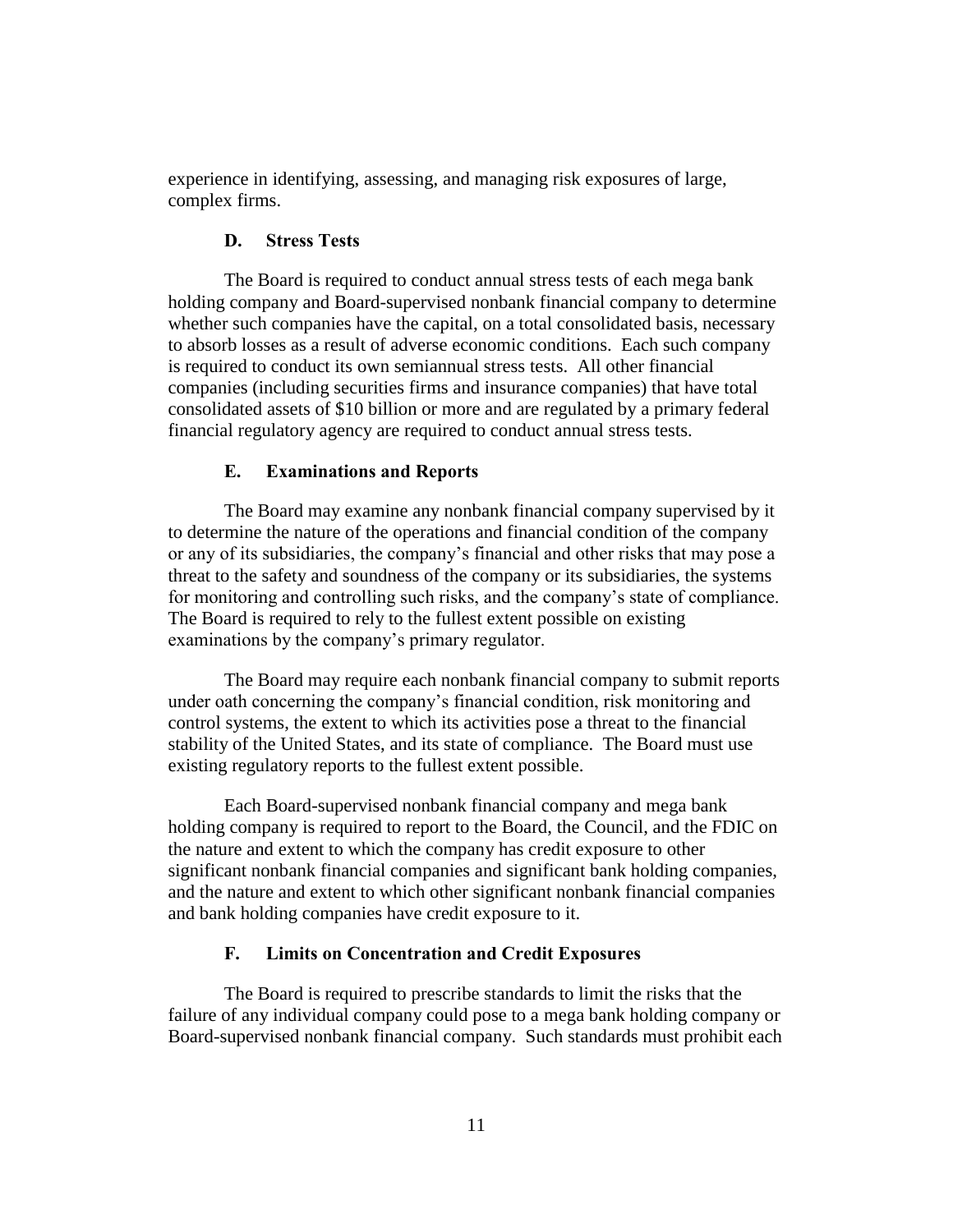experience in identifying, assessing, and managing risk exposures of large, complex firms.

### D. Stress Tests

The Board is required to conduct annual stress tests of each mega bank holding company and Board-supervised nonbank financial company to determine whether such companies have the capital, on a total consolidated basis, necessary to absorb losses as a result of adverse economic conditions. Each such company is required to conduct its own semiannual stress tests. All other financial companies (including securities firms and insurance companies) that have total consolidated assets of $10 billion or more and are regulated by a primary federal financial regulatory agency are required to conduct annual stress tests.

### E. Examinations and Reports

The Board may examine any nonbank financial company supervised by it to determine the nature of the operations and financial condition of the company or any of its subsidiaries, the company's financial and other risks that may pose a threat to the safety and soundness of the company or its subsidiaries, the systems for monitoring and controlling such risks, and the company's state of compliance. The Board is required to rely to the fullest extent possible on existing examinations by the company's primary regulator.

The Board may require each nonbank financial company to submit reports under oath concerning the company's financial condition, risk monitoring and control systems, the extent to which its activities pose a threat to the financial stability of the United States, and its state of compliance. The Board must use existing regulatory reports to the fullest extent possible.

Each Board-supervised nonbank financial company and mega bank holding company is required to report to the Board, the Council, and the FDIC on the nature and extent to which the company has credit exposure to other significant nonbank financial companies and significant bank holding companies, and the nature and extent to which other significant nonbank financial companies and bank holding companies have credit exposure to it.

### F. Limits on Concentration and Credit Exposures

The Board is required to prescribe standards to limit the risks that the failure of any individual company could pose to a mega bank holding company or Board-supervised nonbank financial company. Such standards must prohibit each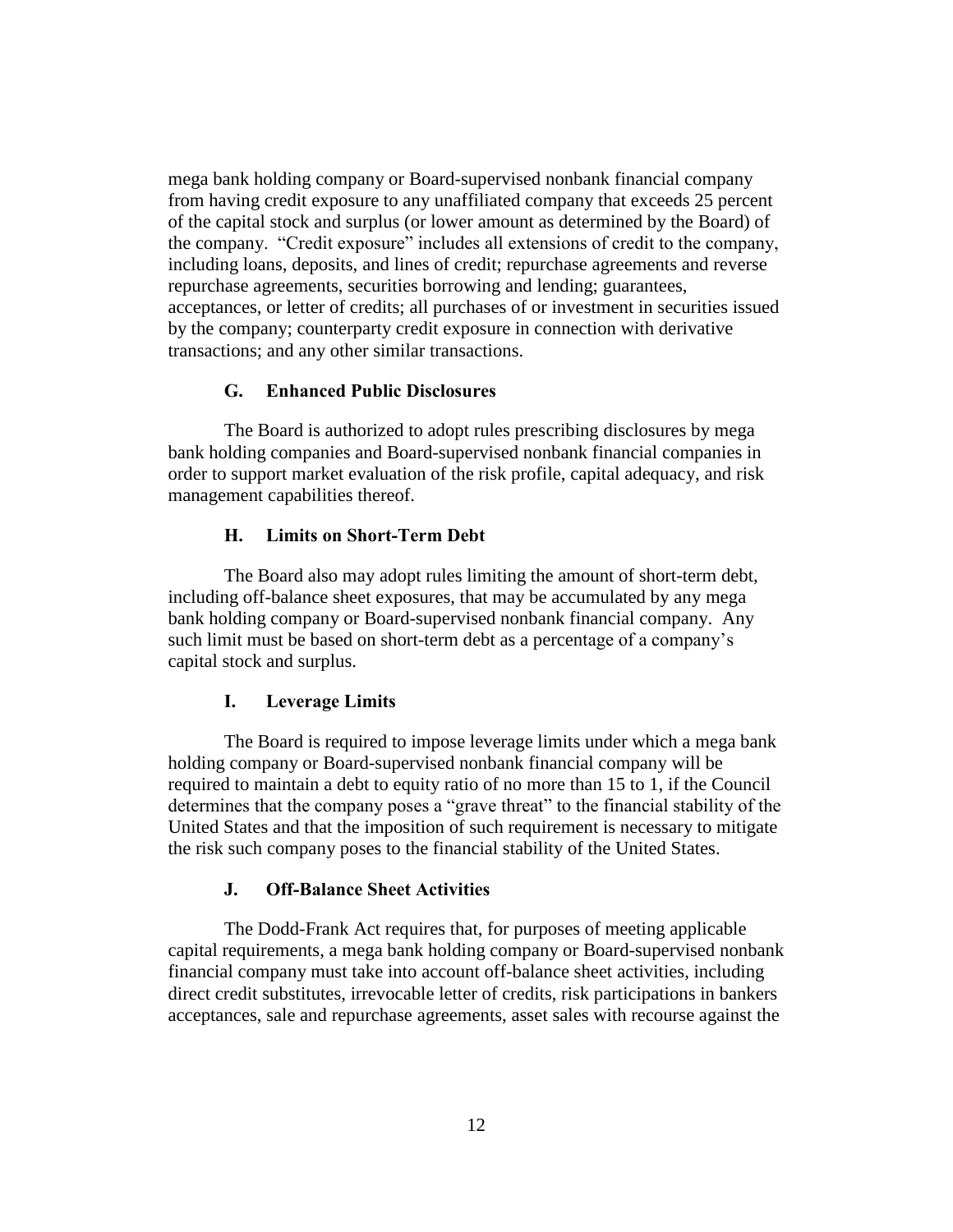mega bank holding company or Board-supervised nonbank financial company from having credit exposure to any unaffiliated company that exceeds 25 percent of the capital stock and surplus (or lower amount as determined by the Board) of the company. "Credit exposure" includes all extensions of credit to the company, including loans, deposits, and lines of credit; repurchase agreements and reverse repurchase agreements, securities borrowing and lending; guarantees, acceptances, or letter of credits; all purchases of or investment in securities issued by the company; counterparty credit exposure in connection with derivative transactions; and any other similar transactions.

### G. Enhanced Public Disclosures

The Board is authorized to adopt rules prescribing disclosures by mega bank holding companies and Board-supervised nonbank financial companies in order to support market evaluation of the risk profile, capital adequacy, and risk management capabilities thereof.

### H. Limits on Short-Term Debt

The Board also may adopt rules limiting the amount of short-term debt, including off-balance sheet exposures, that may be accumulated by any mega bank holding company or Board-supervised nonbank financial company. Any such limit must be based on short-term debt as a percentage of a company's capital stock and surplus.

### I. Leverage Limits

The Board is required to impose leverage limits under which a mega bank holding company or Board-supervised nonbank financial company will be required to maintain a debt to equity ratio of no more than 15 to 1, if the Council determines that the company poses a "grave threat" to the financial stability of the United States and that the imposition of such requirement is necessary to mitigate the risk such company poses to the financial stability of the United States.

### J. Off-Balance Sheet Activities

The Dodd-Frank Act requires that, for purposes of meeting applicable capital requirements, a mega bank holding company or Board-supervised nonbank financial company must take into account off-balance sheet activities, including direct credit substitutes, irrevocable letter of credits, risk participations in bankers acceptances, sale and repurchase agreements, asset sales with recourse against the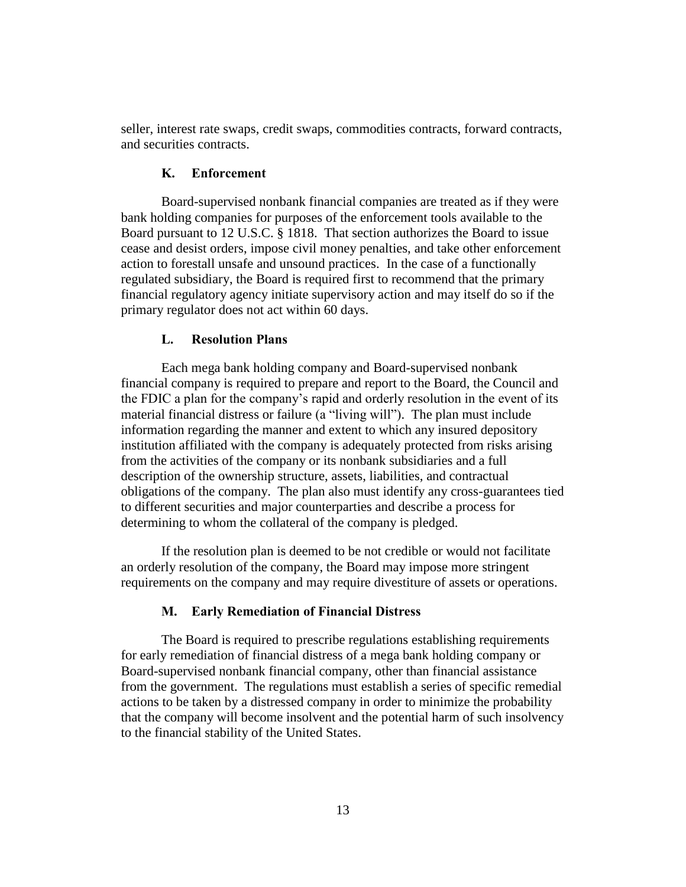seller, interest rate swaps, credit swaps, commodities contracts, forward contracts, and securities contracts.

### K. Enforcement

Board-supervised nonbank financial companies are treated as if they were bank holding companies for purposes of the enforcement tools available to the Board pursuant to 12 U.S.C. § 1818. That section authorizes the Board to issue cease and desist orders, impose civil money penalties, and take other enforcement action to forestall unsafe and unsound practices. In the case of a functionally regulated subsidiary, the Board is required first to recommend that the primary financial regulatory agency initiate supervisory action and may itself do so if the primary regulator does not act within 60 days.

### L. Resolution Plans

Each mega bank holding company and Board-supervised nonbank financial company is required to prepare and report to the Board, the Council and the FDIC a plan for the company's rapid and orderly resolution in the event of its material financial distress or failure (a "living will"). The plan must include information regarding the manner and extent to which any insured depository institution affiliated with the company is adequately protected from risks arising from the activities of the company or its nonbank subsidiaries and a full description of the ownership structure, assets, liabilities, and contractual obligations of the company. The plan also must identify any cross-guarantees tied to different securities and major counterparties and describe a process for determining to whom the collateral of the company is pledged.

If the resolution plan is deemed to be not credible or would not facilitate an orderly resolution of the company, the Board may impose more stringent requirements on the company and may require divestiture of assets or operations.

### M. Early Remediation of Financial Distress

The Board is required to prescribe regulations establishing requirements for early remediation of financial distress of a mega bank holding company or Board-supervised nonbank financial company, other than financial assistance from the government. The regulations must establish a series of specific remedial actions to be taken by a distressed company in order to minimize the probability that the company will become insolvent and the potential harm of such insolvency to the financial stability of the United States.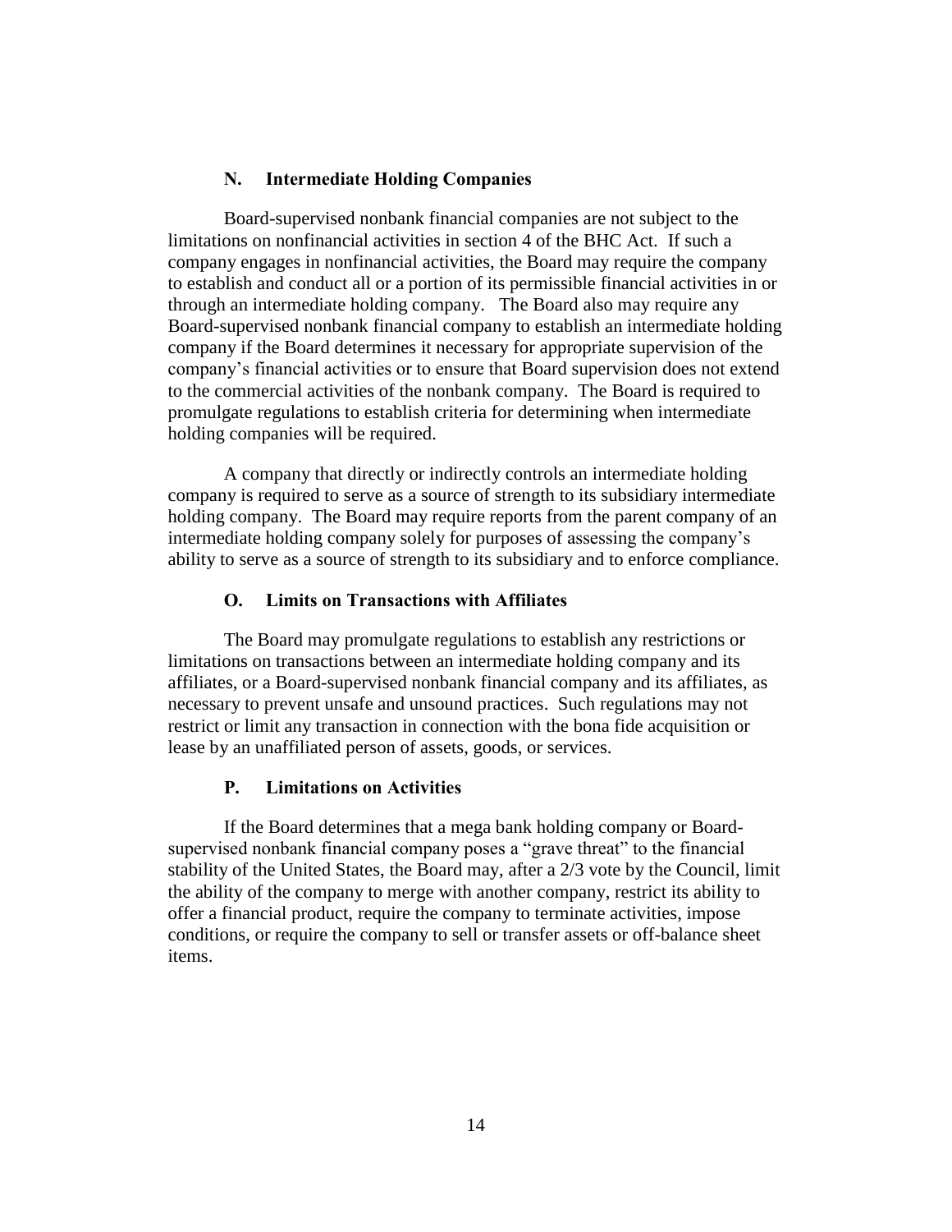### N. Intermediate Holding Companies

Board-supervised nonbank financial companies are not subject to the limitations on nonfinancial activities in section 4 of the BHC Act. If such a company engages in nonfinancial activities, the Board may require the company to establish and conduct all or a portion of its permissible financial activities in or through an intermediate holding company. The Board also may require any Board-supervised nonbank financial company to establish an intermediate holding company if the Board determines it necessary for appropriate supervision of the company's financial activities or to ensure that Board supervision does not extend to the commercial activities of the nonbank company. The Board is required to promulgate regulations to establish criteria for determining when intermediate holding companies will be required.

A company that directly or indirectly controls an intermediate holding company is required to serve as a source of strength to its subsidiary intermediate holding company. The Board may require reports from the parent company of an intermediate holding company solely for purposes of assessing the company's ability to serve as a source of strength to its subsidiary and to enforce compliance.

### O. Limits on Transactions with Affiliates

The Board may promulgate regulations to establish any restrictions or limitations on transactions between an intermediate holding company and its affiliates, or a Board-supervised nonbank financial company and its affiliates, as necessary to prevent unsafe and unsound practices. Such regulations may not restrict or limit any transaction in connection with the bona fide acquisition or lease by an unaffiliated person of assets, goods, or services.

### P. Limitations on Activities

If the Board determines that a mega bank holding company or Board-supervised nonbank financial company poses a "grave threat" to the financial stability of the United States, the Board may, after a 2/3 vote by the Council, limit the ability of the company to merge with another company, restrict its ability to offer a financial product, require the company to terminate activities, impose conditions, or require the company to sell or transfer assets or off-balance sheet items.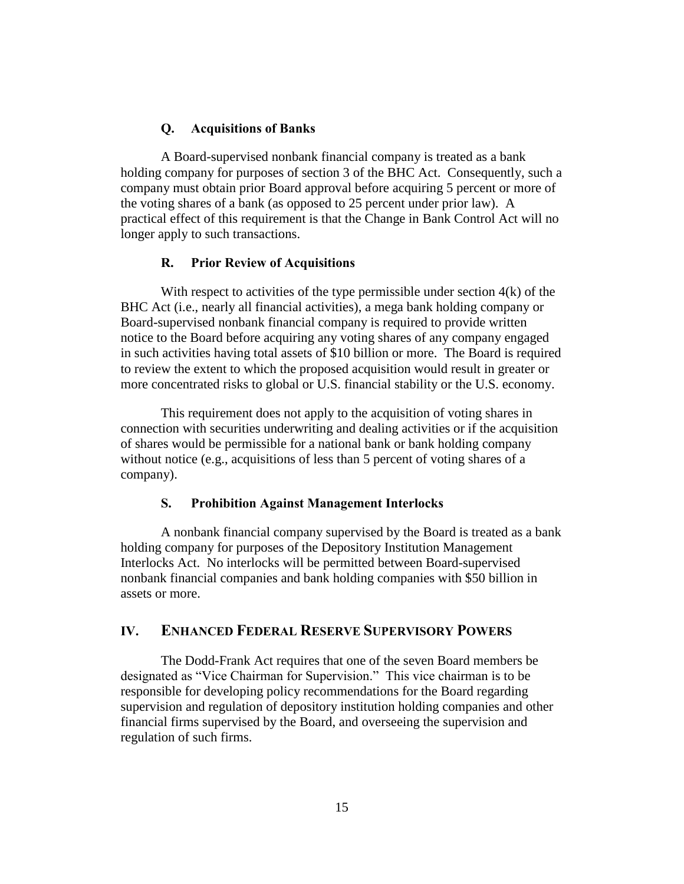### Q. Acquisitions of Banks

A Board-supervised nonbank financial company is treated as a bank holding company for purposes of section 3 of the BHC Act. Consequently, such a company must obtain prior Board approval before acquiring 5 percent or more of the voting shares of a bank (as opposed to 25 percent under prior law). A practical effect of this requirement is that the Change in Bank Control Act will no longer apply to such transactions.

### R. Prior Review of Acquisitions

With respect to activities of the type permissible under section 4(k) of the BHC Act (i.e., nearly all financial activities), a mega bank holding company or Board-supervised nonbank financial company is required to provide written notice to the Board before acquiring any voting shares of any company engaged in such activities having total assets of $10 billion or more. The Board is required to review the extent to which the proposed acquisition would result in greater or more concentrated risks to global or U.S. financial stability or the U.S. economy.

This requirement does not apply to the acquisition of voting shares in connection with securities underwriting and dealing activities or if the acquisition of shares would be permissible for a national bank or bank holding company without notice (e.g., acquisitions of less than 5 percent of voting shares of a company).

### S. Prohibition Against Management Interlocks

A nonbank financial company supervised by the Board is treated as a bank holding company for purposes of the Depository Institution Management Interlocks Act. No interlocks will be permitted between Board-supervised nonbank financial companies and bank holding companies with $50 billion in assets or more.

## IV. Enhanced Federal Reserve Supervisory Powers

The Dodd-Frank Act requires that one of the seven Board members be designated as "Vice Chairman for Supervision." This vice chairman is to be responsible for developing policy recommendations for the Board regarding supervision and regulation of depository institution holding companies and other financial firms supervised by the Board, and overseeing the supervision and regulation of such firms.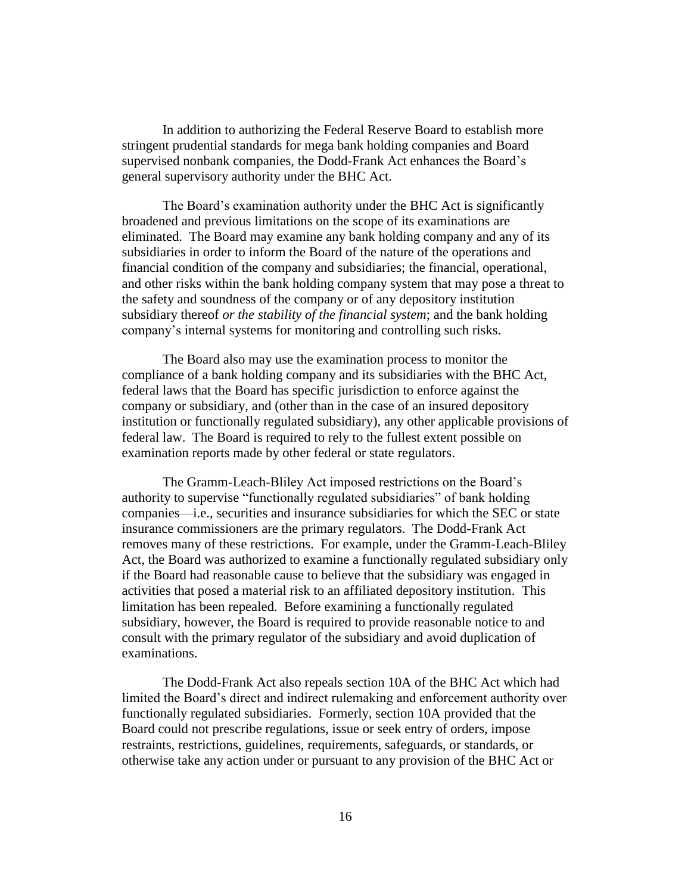In addition to authorizing the Federal Reserve Board to establish more stringent prudential standards for mega bank holding companies and Board supervised nonbank companies, the Dodd-Frank Act enhances the Board's general supervisory authority under the BHC Act.

The Board's examination authority under the BHC Act is significantly broadened and previous limitations on the scope of its examinations are eliminated. The Board may examine any bank holding company and any of its subsidiaries in order to inform the Board of the nature of the operations and financial condition of the company and subsidiaries; the financial, operational, and other risks within the bank holding company system that may pose a threat to the safety and soundness of the company or of any depository institution subsidiary thereof *or the stability of the financial system*; and the bank holding company's internal systems for monitoring and controlling such risks.

The Board also may use the examination process to monitor the compliance of a bank holding company and its subsidiaries with the BHC Act, federal laws that the Board has specific jurisdiction to enforce against the company or subsidiary, and (other than in the case of an insured depository institution or functionally regulated subsidiary), any other applicable provisions of federal law. The Board is required to rely to the fullest extent possible on examination reports made by other federal or state regulators.

The Gramm-Leach-Bliley Act imposed restrictions on the Board's authority to supervise "functionally regulated subsidiaries" of bank holding companies—i.e., securities and insurance subsidiaries for which the SEC or state insurance commissioners are the primary regulators. The Dodd-Frank Act removes many of these restrictions. For example, under the Gramm-Leach-Bliley Act, the Board was authorized to examine a functionally regulated subsidiary only if the Board had reasonable cause to believe that the subsidiary was engaged in activities that posed a material risk to an affiliated depository institution. This limitation has been repealed. Before examining a functionally regulated subsidiary, however, the Board is required to provide reasonable notice to and consult with the primary regulator of the subsidiary and avoid duplication of examinations.

The Dodd-Frank Act also repeals section 10A of the BHC Act which had limited the Board's direct and indirect rulemaking and enforcement authority over functionally regulated subsidiaries. Formerly, section 10A provided that the Board could not prescribe regulations, issue or seek entry of orders, impose restraints, restrictions, guidelines, requirements, safeguards, or standards, or otherwise take any action under or pursuant to any provision of the BHC Act or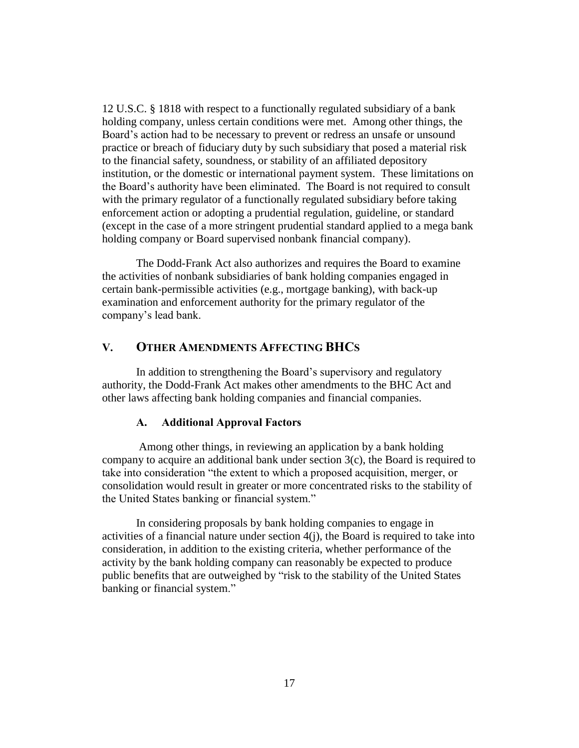12 U.S.C. § 1818 with respect to a functionally regulated subsidiary of a bank holding company, unless certain conditions were met. Among other things, the Board's action had to be necessary to prevent or redress an unsafe or unsound practice or breach of fiduciary duty by such subsidiary that posed a material risk to the financial safety, soundness, or stability of an affiliated depository institution, or the domestic or international payment system. These limitations on the Board's authority have been eliminated. The Board is not required to consult with the primary regulator of a functionally regulated subsidiary before taking enforcement action or adopting a prudential regulation, guideline, or standard (except in the case of a more stringent prudential standard applied to a mega bank holding company or Board supervised nonbank financial company).

The Dodd-Frank Act also authorizes and requires the Board to examine the activities of nonbank subsidiaries of bank holding companies engaged in certain bank-permissible activities (e.g., mortgage banking), with back-up examination and enforcement authority for the primary regulator of the company's lead bank.

## V. OTHER AMENDMENTS AFFECTING BHCS

In addition to strengthening the Board's supervisory and regulatory authority, the Dodd-Frank Act makes other amendments to the BHC Act and other laws affecting bank holding companies and financial companies.

### A. Additional Approval Factors

Among other things, in reviewing an application by a bank holding company to acquire an additional bank under section 3(c), the Board is required to take into consideration "the extent to which a proposed acquisition, merger, or consolidation would result in greater or more concentrated risks to the stability of the United States banking or financial system."

In considering proposals by bank holding companies to engage in activities of a financial nature under section 4(j), the Board is required to take into consideration, in addition to the existing criteria, whether performance of the activity by the bank holding company can reasonably be expected to produce public benefits that are outweighed by "risk to the stability of the United States banking or financial system."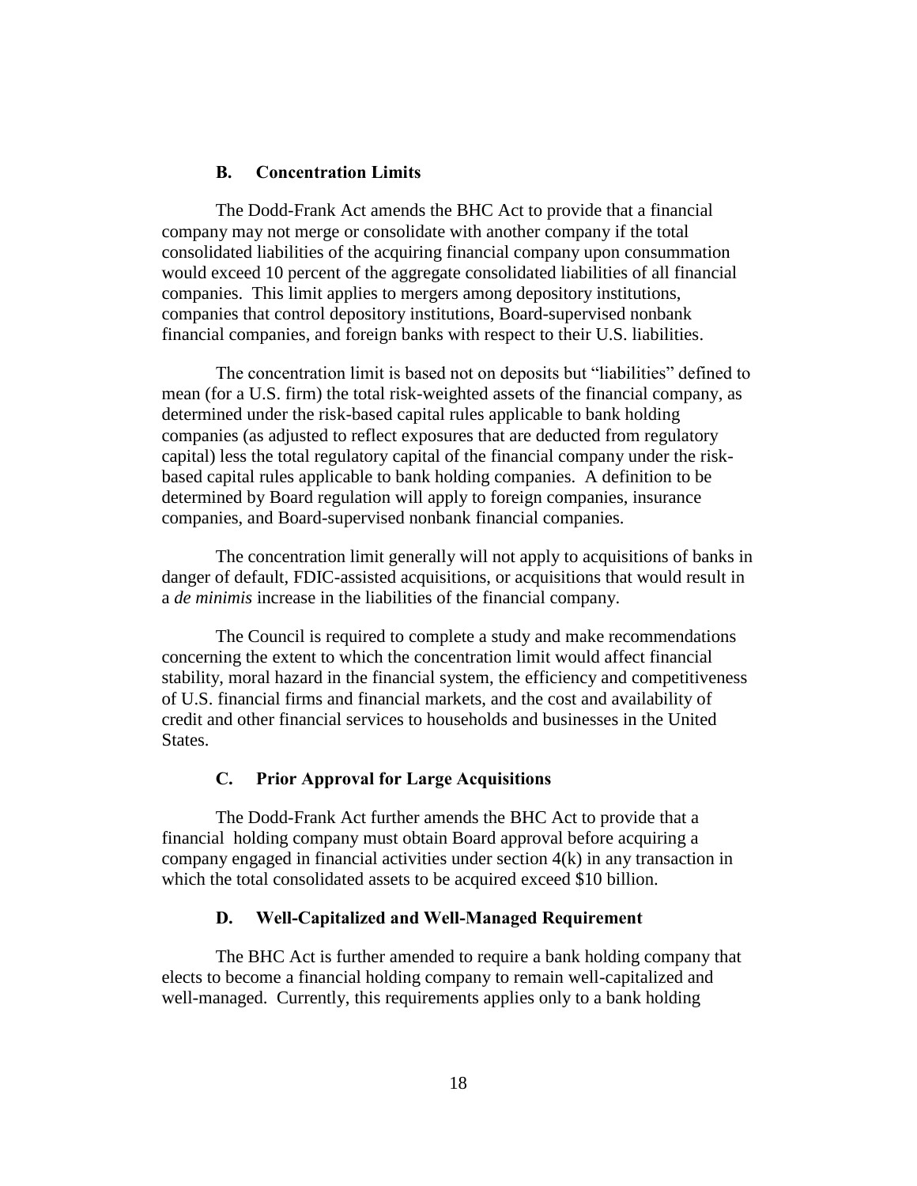### B. Concentration Limits

The Dodd-Frank Act amends the BHC Act to provide that a financial company may not merge or consolidate with another company if the total consolidated liabilities of the acquiring financial company upon consummation would exceed 10 percent of the aggregate consolidated liabilities of all financial companies. This limit applies to mergers among depository institutions, companies that control depository institutions, Board-supervised nonbank financial companies, and foreign banks with respect to their U.S. liabilities.

The concentration limit is based not on deposits but "liabilities" defined to mean (for a U.S. firm) the total risk-weighted assets of the financial company, as determined under the risk-based capital rules applicable to bank holding companies (as adjusted to reflect exposures that are deducted from regulatory capital) less the total regulatory capital of the financial company under the risk-based capital rules applicable to bank holding companies. A definition to be determined by Board regulation will apply to foreign companies, insurance companies, and Board-supervised nonbank financial companies.

The concentration limit generally will not apply to acquisitions of banks in danger of default, FDIC-assisted acquisitions, or acquisitions that would result in a *de minimis* increase in the liabilities of the financial company.

The Council is required to complete a study and make recommendations concerning the extent to which the concentration limit would affect financial stability, moral hazard in the financial system, the efficiency and competitiveness of U.S. financial firms and financial markets, and the cost and availability of credit and other financial services to households and businesses in the United States.

### C. Prior Approval for Large Acquisitions

The Dodd-Frank Act further amends the BHC Act to provide that a financial holding company must obtain Board approval before acquiring a company engaged in financial activities under section 4(k) in any transaction in which the total consolidated assets to be acquired exceed $10 billion.

### D. Well-Capitalized and Well-Managed Requirement

The BHC Act is further amended to require a bank holding company that elects to become a financial holding company to remain well-capitalized and well-managed. Currently, this requirements applies only to a bank holding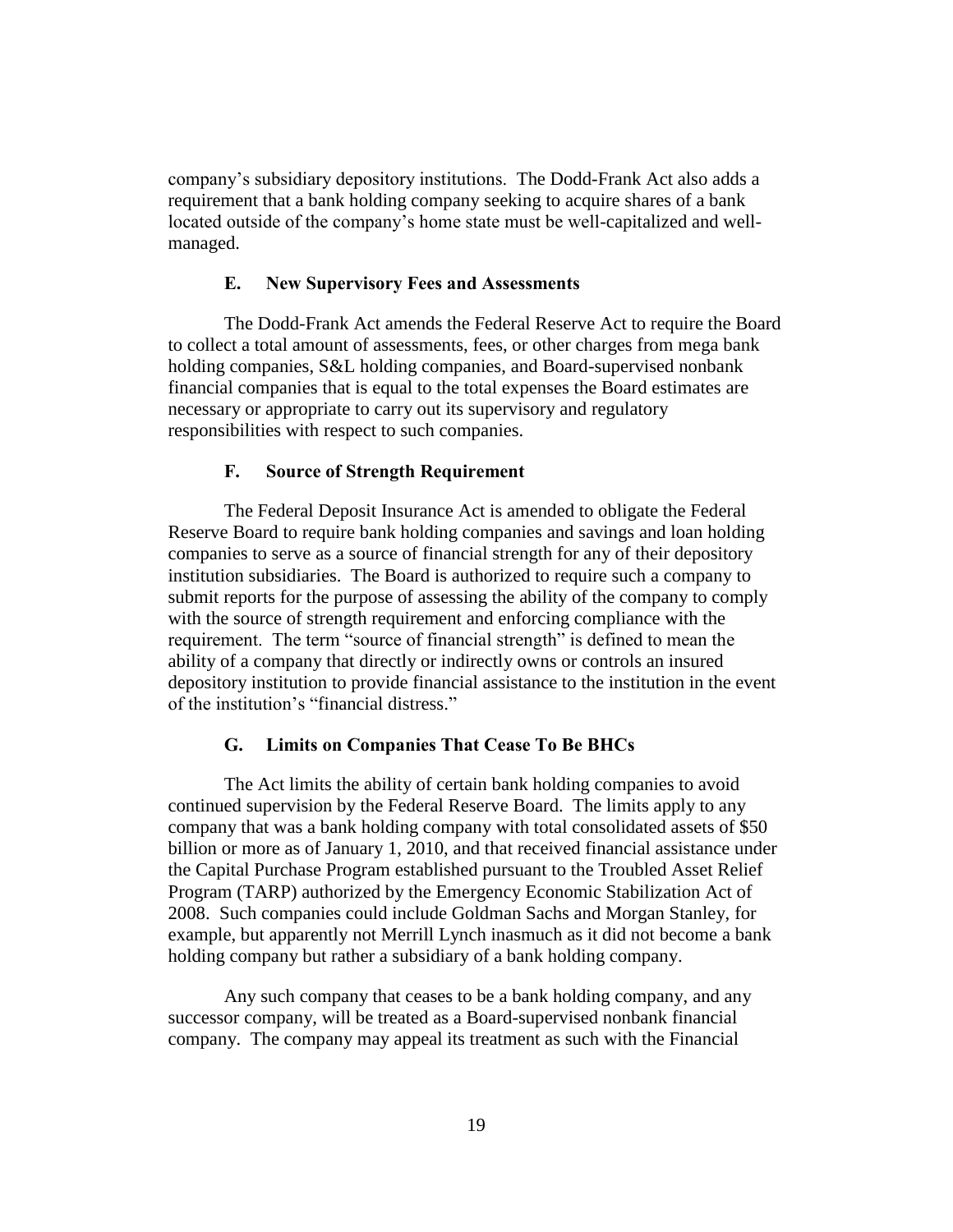company's subsidiary depository institutions. The Dodd-Frank Act also adds a requirement that a bank holding company seeking to acquire shares of a bank located outside of the company's home state must be well-capitalized and well-managed.

### E. New Supervisory Fees and Assessments

The Dodd-Frank Act amends the Federal Reserve Act to require the Board to collect a total amount of assessments, fees, or other charges from mega bank holding companies, S&L holding companies, and Board-supervised nonbank financial companies that is equal to the total expenses the Board estimates are necessary or appropriate to carry out its supervisory and regulatory responsibilities with respect to such companies.

### F. Source of Strength Requirement

The Federal Deposit Insurance Act is amended to obligate the Federal Reserve Board to require bank holding companies and savings and loan holding companies to serve as a source of financial strength for any of their depository institution subsidiaries. The Board is authorized to require such a company to submit reports for the purpose of assessing the ability of the company to comply with the source of strength requirement and enforcing compliance with the requirement. The term "source of financial strength" is defined to mean the ability of a company that directly or indirectly owns or controls an insured depository institution to provide financial assistance to the institution in the event of the institution's "financial distress."

### G. Limits on Companies That Cease To Be BHCs

The Act limits the ability of certain bank holding companies to avoid continued supervision by the Federal Reserve Board. The limits apply to any company that was a bank holding company with total consolidated assets of $50 billion or more as of January 1, 2010, and that received financial assistance under the Capital Purchase Program established pursuant to the Troubled Asset Relief Program (TARP) authorized by the Emergency Economic Stabilization Act of 2008. Such companies could include Goldman Sachs and Morgan Stanley, for example, but apparently not Merrill Lynch inasmuch as it did not become a bank holding company but rather a subsidiary of a bank holding company.

Any such company that ceases to be a bank holding company, and any successor company, will be treated as a Board-supervised nonbank financial company. The company may appeal its treatment as such with the Financial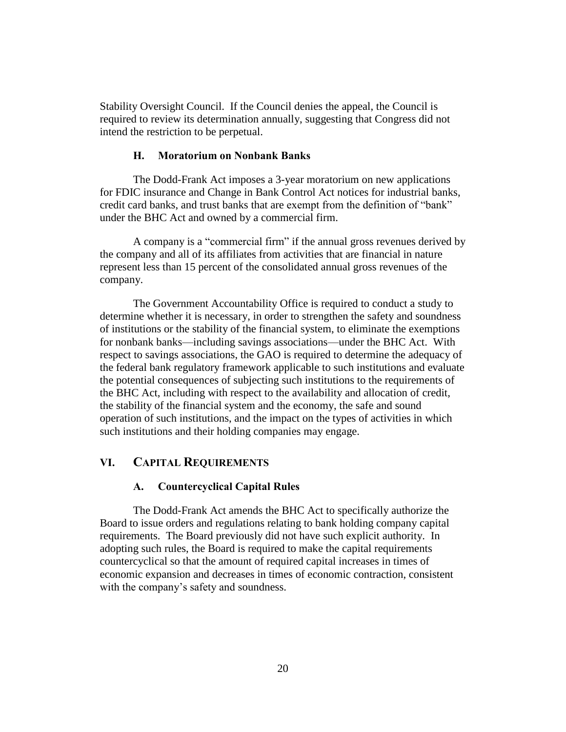Stability Oversight Council. If the Council denies the appeal, the Council is required to review its determination annually, suggesting that Congress did not intend the restriction to be perpetual.

### H. Moratorium on Nonbank Banks

The Dodd-Frank Act imposes a 3-year moratorium on new applications for FDIC insurance and Change in Bank Control Act notices for industrial banks, credit card banks, and trust banks that are exempt from the definition of "bank" under the BHC Act and owned by a commercial firm.

A company is a "commercial firm" if the annual gross revenues derived by the company and all of its affiliates from activities that are financial in nature represent less than 15 percent of the consolidated annual gross revenues of the company.

The Government Accountability Office is required to conduct a study to determine whether it is necessary, in order to strengthen the safety and soundness of institutions or the stability of the financial system, to eliminate the exemptions for nonbank banks—including savings associations—under the BHC Act. With respect to savings associations, the GAO is required to determine the adequacy of the federal bank regulatory framework applicable to such institutions and evaluate the potential consequences of subjecting such institutions to the requirements of the BHC Act, including with respect to the availability and allocation of credit, the stability of the financial system and the economy, the safe and sound operation of such institutions, and the impact on the types of activities in which such institutions and their holding companies may engage.

## VI. CAPITAL REQUIREMENTS

### A. Countercyclical Capital Rules

The Dodd-Frank Act amends the BHC Act to specifically authorize the Board to issue orders and regulations relating to bank holding company capital requirements. The Board previously did not have such explicit authority. In adopting such rules, the Board is required to make the capital requirements countercyclical so that the amount of required capital increases in times of economic expansion and decreases in times of economic contraction, consistent with the company's safety and soundness.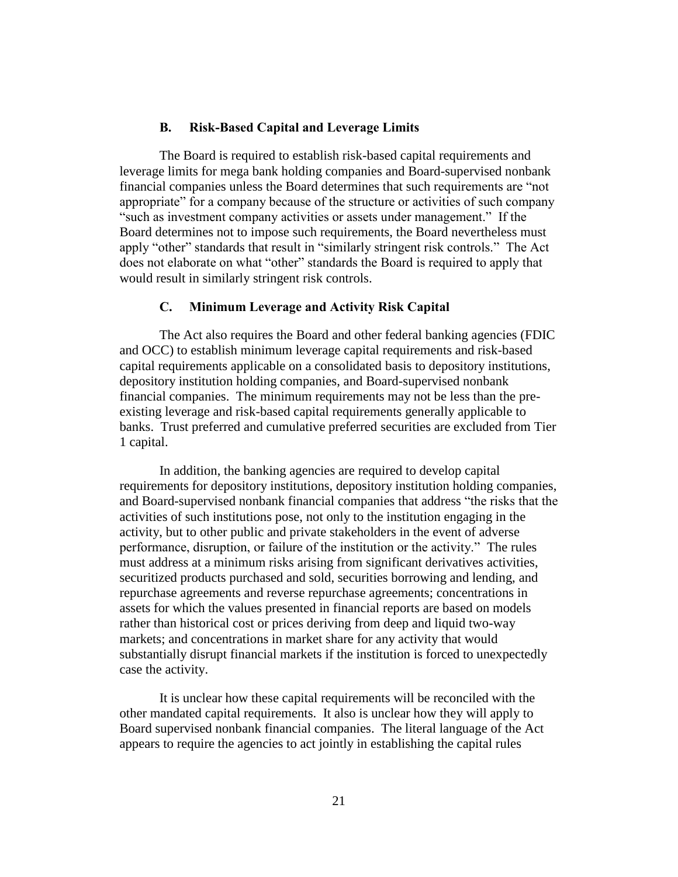### B. Risk-Based Capital and Leverage Limits

The Board is required to establish risk-based capital requirements and leverage limits for mega bank holding companies and Board-supervised nonbank financial companies unless the Board determines that such requirements are "not appropriate" for a company because of the structure or activities of such company "such as investment company activities or assets under management." If the Board determines not to impose such requirements, the Board nevertheless must apply "other" standards that result in "similarly stringent risk controls." The Act does not elaborate on what "other" standards the Board is required to apply that would result in similarly stringent risk controls.

### C. Minimum Leverage and Activity Risk Capital

The Act also requires the Board and other federal banking agencies (FDIC and OCC) to establish minimum leverage capital requirements and risk-based capital requirements applicable on a consolidated basis to depository institutions, depository institution holding companies, and Board-supervised nonbank financial companies. The minimum requirements may not be less than the pre-existing leverage and risk-based capital requirements generally applicable to banks. Trust preferred and cumulative preferred securities are excluded from Tier 1 capital.

In addition, the banking agencies are required to develop capital requirements for depository institutions, depository institution holding companies, and Board-supervised nonbank financial companies that address "the risks that the activities of such institutions pose, not only to the institution engaging in the activity, but to other public and private stakeholders in the event of adverse performance, disruption, or failure of the institution or the activity." The rules must address at a minimum risks arising from significant derivatives activities, securitized products purchased and sold, securities borrowing and lending, and repurchase agreements and reverse repurchase agreements; concentrations in assets for which the values presented in financial reports are based on models rather than historical cost or prices deriving from deep and liquid two-way markets; and concentrations in market share for any activity that would substantially disrupt financial markets if the institution is forced to unexpectedly case the activity.

It is unclear how these capital requirements will be reconciled with the other mandated capital requirements. It also is unclear how they will apply to Board supervised nonbank financial companies. The literal language of the Act appears to require the agencies to act jointly in establishing the capital rules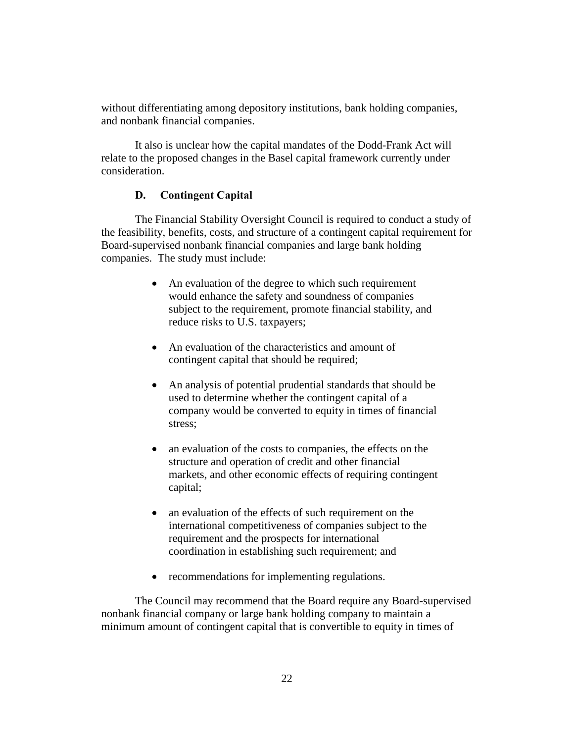without differentiating among depository institutions, bank holding companies, and nonbank financial companies.

It also is unclear how the capital mandates of the Dodd-Frank Act will relate to the proposed changes in the Basel capital framework currently under consideration.

### D. Contingent Capital

The Financial Stability Oversight Council is required to conduct a study of the feasibility, benefits, costs, and structure of a contingent capital requirement for Board-supervised nonbank financial companies and large bank holding companies. The study must include:

- An evaluation of the degree to which such requirement would enhance the safety and soundness of companies subject to the requirement, promote financial stability, and reduce risks to U.S. taxpayers;
- An evaluation of the characteristics and amount of contingent capital that should be required;
- An analysis of potential prudential standards that should be used to determine whether the contingent capital of a company would be converted to equity in times of financial stress;
- an evaluation of the costs to companies, the effects on the structure and operation of credit and other financial markets, and other economic effects of requiring contingent capital;
- an evaluation of the effects of such requirement on the international competitiveness of companies subject to the requirement and the prospects for international coordination in establishing such requirement; and
- recommendations for implementing regulations.

The Council may recommend that the Board require any Board-supervised nonbank financial company or large bank holding company to maintain a minimum amount of contingent capital that is convertible to equity in times of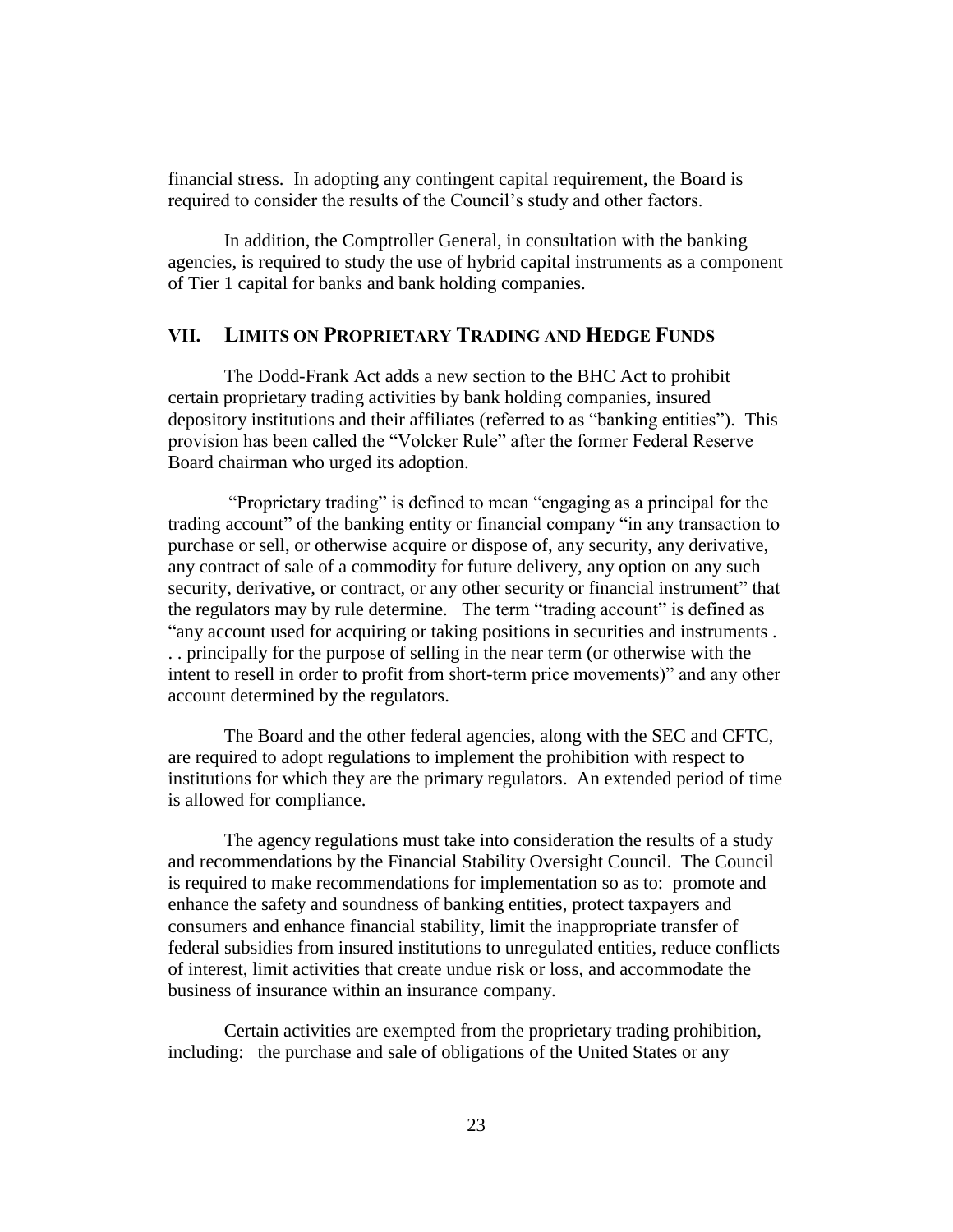financial stress. In adopting any contingent capital requirement, the Board is required to consider the results of the Council's study and other factors.

In addition, the Comptroller General, in consultation with the banking agencies, is required to study the use of hybrid capital instruments as a component of Tier 1 capital for banks and bank holding companies.

## VII. LIMITS ON PROPRIETARY TRADING AND HEDGE FUNDS

The Dodd-Frank Act adds a new section to the BHC Act to prohibit certain proprietary trading activities by bank holding companies, insured depository institutions and their affiliates (referred to as "banking entities"). This provision has been called the "Volcker Rule" after the former Federal Reserve Board chairman who urged its adoption.

"Proprietary trading" is defined to mean "engaging as a principal for the trading account" of the banking entity or financial company "in any transaction to purchase or sell, or otherwise acquire or dispose of, any security, any derivative, any contract of sale of a commodity for future delivery, any option on any such security, derivative, or contract, or any other security or financial instrument" that the regulators may by rule determine. The term "trading account" is defined as "any account used for acquiring or taking positions in securities and instruments . . . principally for the purpose of selling in the near term (or otherwise with the intent to resell in order to profit from short-term price movements)" and any other account determined by the regulators.

The Board and the other federal agencies, along with the SEC and CFTC, are required to adopt regulations to implement the prohibition with respect to institutions for which they are the primary regulators. An extended period of time is allowed for compliance.

The agency regulations must take into consideration the results of a study and recommendations by the Financial Stability Oversight Council. The Council is required to make recommendations for implementation so as to: promote and enhance the safety and soundness of banking entities, protect taxpayers and consumers and enhance financial stability, limit the inappropriate transfer of federal subsidies from insured institutions to unregulated entities, reduce conflicts of interest, limit activities that create undue risk or loss, and accommodate the business of insurance within an insurance company.

Certain activities are exempted from the proprietary trading prohibition, including: the purchase and sale of obligations of the United States or any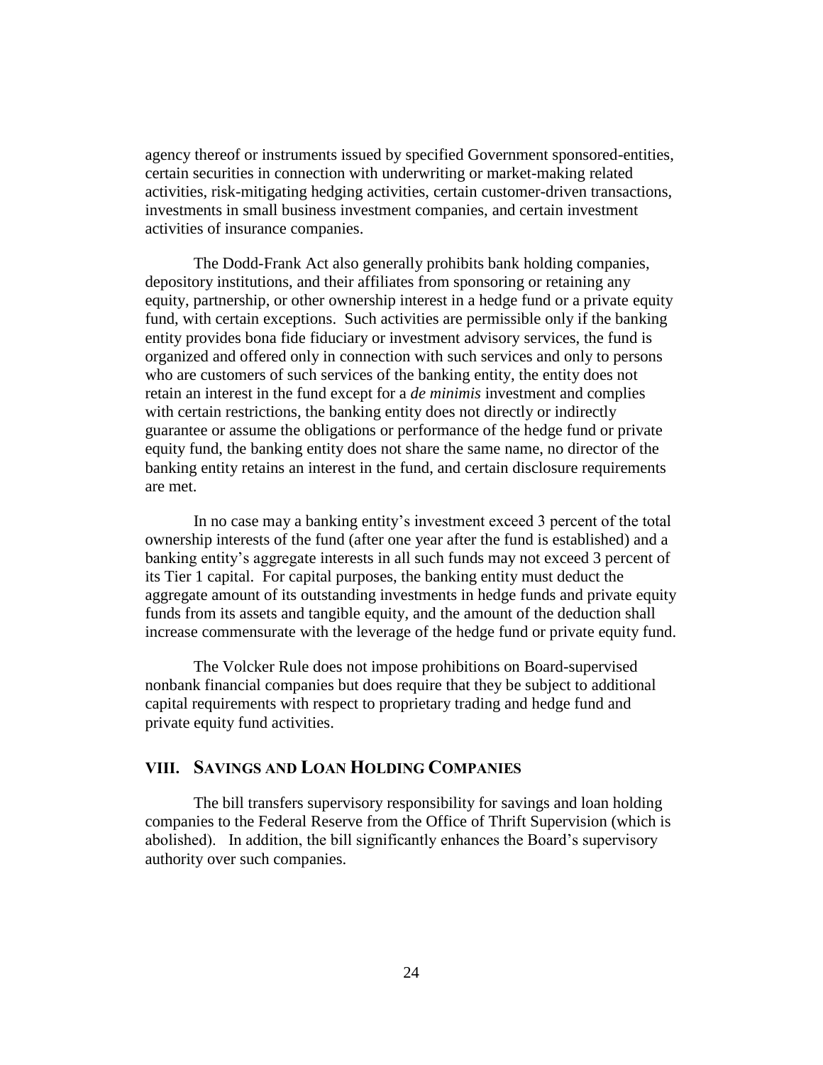agency thereof or instruments issued by specified Government sponsored-entities, certain securities in connection with underwriting or market-making related activities, risk-mitigating hedging activities, certain customer-driven transactions, investments in small business investment companies, and certain investment activities of insurance companies.

The Dodd-Frank Act also generally prohibits bank holding companies, depository institutions, and their affiliates from sponsoring or retaining any equity, partnership, or other ownership interest in a hedge fund or a private equity fund, with certain exceptions. Such activities are permissible only if the banking entity provides bona fide fiduciary or investment advisory services, the fund is organized and offered only in connection with such services and only to persons who are customers of such services of the banking entity, the entity does not retain an interest in the fund except for a *de minimis* investment and complies with certain restrictions, the banking entity does not directly or indirectly guarantee or assume the obligations or performance of the hedge fund or private equity fund, the banking entity does not share the same name, no director of the banking entity retains an interest in the fund, and certain disclosure requirements are met.

In no case may a banking entity's investment exceed 3 percent of the total ownership interests of the fund (after one year after the fund is established) and a banking entity's aggregate interests in all such funds may not exceed 3 percent of its Tier 1 capital. For capital purposes, the banking entity must deduct the aggregate amount of its outstanding investments in hedge funds and private equity funds from its assets and tangible equity, and the amount of the deduction shall increase commensurate with the leverage of the hedge fund or private equity fund.

The Volcker Rule does not impose prohibitions on Board-supervised nonbank financial companies but does require that they be subject to additional capital requirements with respect to proprietary trading and hedge fund and private equity fund activities.

## VIII. Savings and Loan Holding Companies

The bill transfers supervisory responsibility for savings and loan holding companies to the Federal Reserve from the Office of Thrift Supervision (which is abolished). In addition, the bill significantly enhances the Board's supervisory authority over such companies.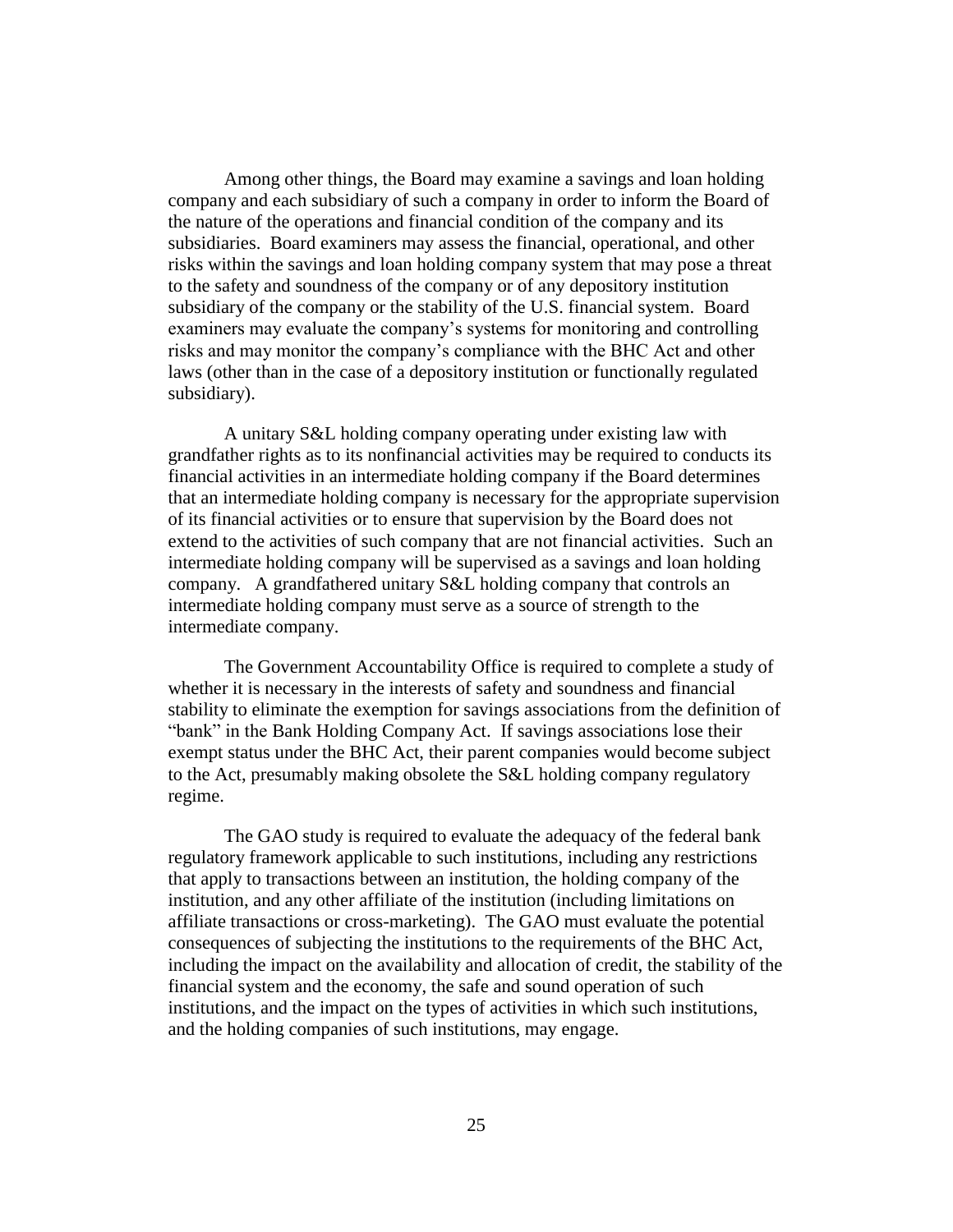Among other things, the Board may examine a savings and loan holding company and each subsidiary of such a company in order to inform the Board of the nature of the operations and financial condition of the company and its subsidiaries. Board examiners may assess the financial, operational, and other risks within the savings and loan holding company system that may pose a threat to the safety and soundness of the company or of any depository institution subsidiary of the company or the stability of the U.S. financial system. Board examiners may evaluate the company's systems for monitoring and controlling risks and may monitor the company's compliance with the BHC Act and other laws (other than in the case of a depository institution or functionally regulated subsidiary).

A unitary S&L holding company operating under existing law with grandfather rights as to its nonfinancial activities may be required to conducts its financial activities in an intermediate holding company if the Board determines that an intermediate holding company is necessary for the appropriate supervision of its financial activities or to ensure that supervision by the Board does not extend to the activities of such company that are not financial activities. Such an intermediate holding company will be supervised as a savings and loan holding company. A grandfathered unitary S&L holding company that controls an intermediate holding company must serve as a source of strength to the intermediate company.

The Government Accountability Office is required to complete a study of whether it is necessary in the interests of safety and soundness and financial stability to eliminate the exemption for savings associations from the definition of "bank" in the Bank Holding Company Act. If savings associations lose their exempt status under the BHC Act, their parent companies would become subject to the Act, presumably making obsolete the S&L holding company regulatory regime.

The GAO study is required to evaluate the adequacy of the federal bank regulatory framework applicable to such institutions, including any restrictions that apply to transactions between an institution, the holding company of the institution, and any other affiliate of the institution (including limitations on affiliate transactions or cross-marketing). The GAO must evaluate the potential consequences of subjecting the institutions to the requirements of the BHC Act, including the impact on the availability and allocation of credit, the stability of the financial system and the economy, the safe and sound operation of such institutions, and the impact on the types of activities in which such institutions, and the holding companies of such institutions, may engage.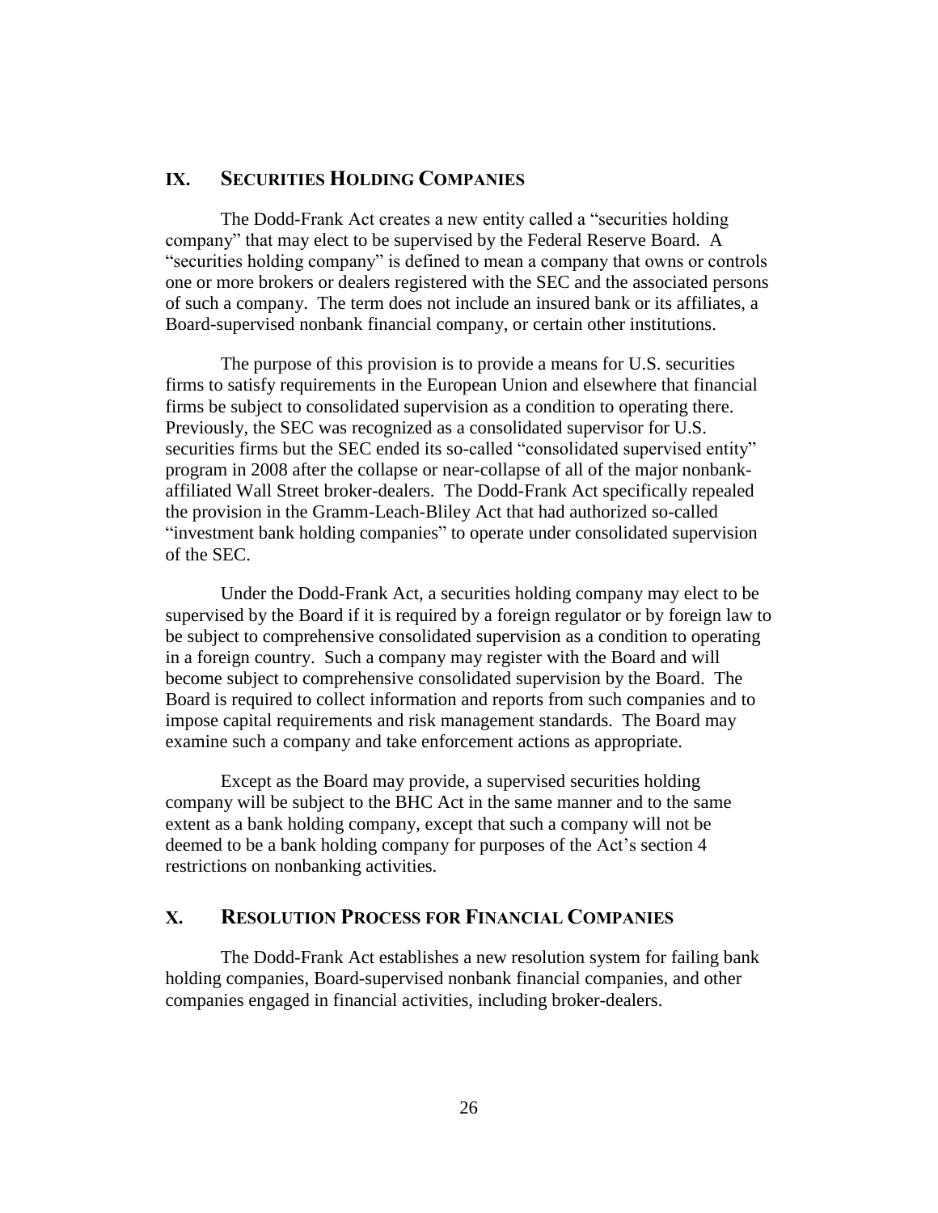## IX. SECURITIES HOLDING COMPANIES

The Dodd-Frank Act creates a new entity called a "securities holding company" that may elect to be supervised by the Federal Reserve Board. A "securities holding company" is defined to mean a company that owns or controls one or more brokers or dealers registered with the SEC and the associated persons of such a company. The term does not include an insured bank or its affiliates, a Board-supervised nonbank financial company, or certain other institutions.

The purpose of this provision is to provide a means for U.S. securities firms to satisfy requirements in the European Union and elsewhere that financial firms be subject to consolidated supervision as a condition to operating there. Previously, the SEC was recognized as a consolidated supervisor for U.S. securities firms but the SEC ended its so-called "consolidated supervised entity" program in 2008 after the collapse or near-collapse of all of the major nonbank-affiliated Wall Street broker-dealers. The Dodd-Frank Act specifically repealed the provision in the Gramm-Leach-Bliley Act that had authorized so-called "investment bank holding companies" to operate under consolidated supervision of the SEC.

Under the Dodd-Frank Act, a securities holding company may elect to be supervised by the Board if it is required by a foreign regulator or by foreign law to be subject to comprehensive consolidated supervision as a condition to operating in a foreign country. Such a company may register with the Board and will become subject to comprehensive consolidated supervision by the Board. The Board is required to collect information and reports from such companies and to impose capital requirements and risk management standards. The Board may examine such a company and take enforcement actions as appropriate.

Except as the Board may provide, a supervised securities holding company will be subject to the BHC Act in the same manner and to the same extent as a bank holding company, except that such a company will not be deemed to be a bank holding company for purposes of the Act's section 4 restrictions on nonbanking activities.

## X. RESOLUTION PROCESS FOR FINANCIAL COMPANIES

The Dodd-Frank Act establishes a new resolution system for failing bank holding companies, Board-supervised nonbank financial companies, and other companies engaged in financial activities, including broker-dealers.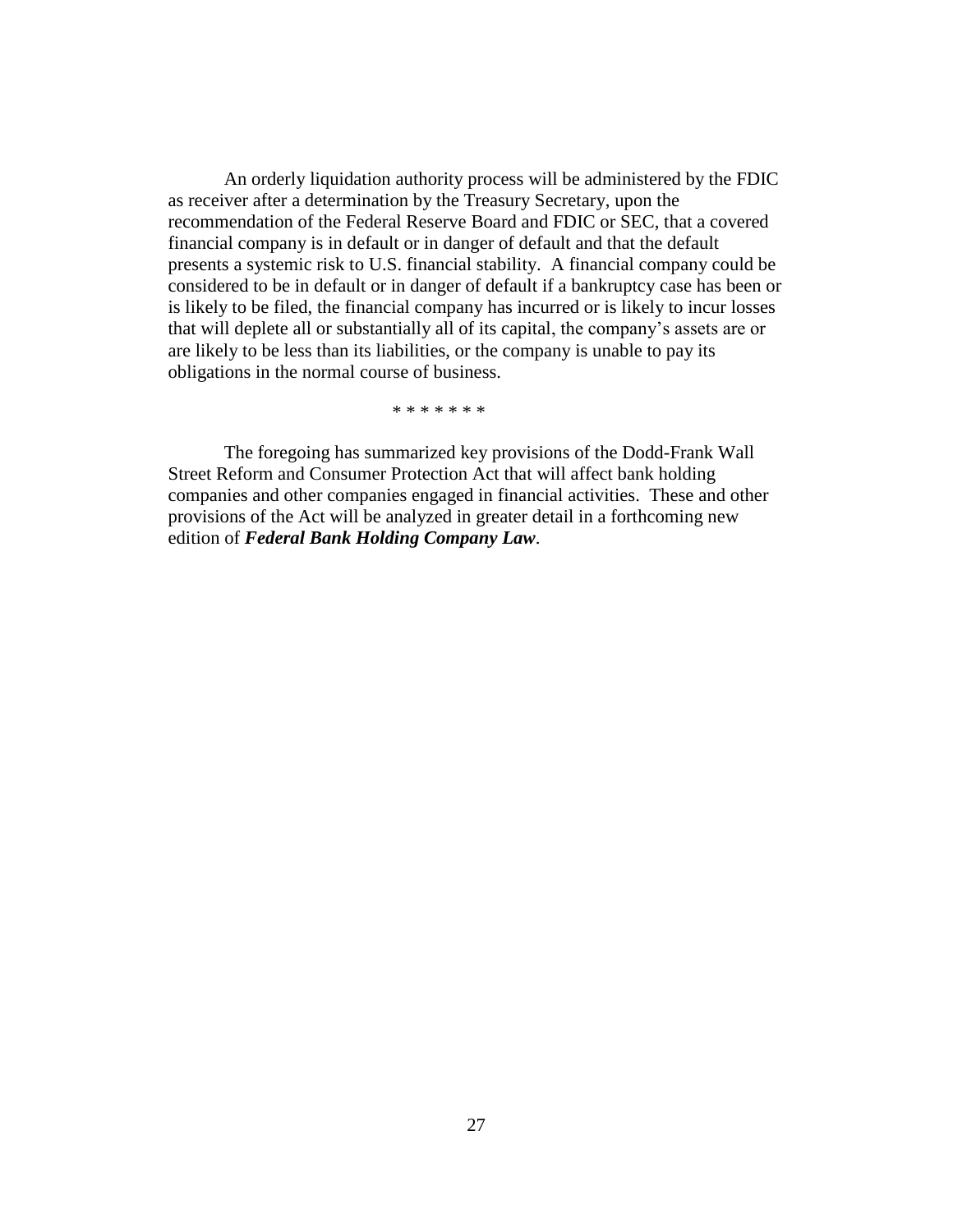An orderly liquidation authority process will be administered by the FDIC as receiver after a determination by the Treasury Secretary, upon the recommendation of the Federal Reserve Board and FDIC or SEC, that a covered financial company is in default or in danger of default and that the default presents a systemic risk to U.S. financial stability. A financial company could be considered to be in default or in danger of default if a bankruptcy case has been or is likely to be filed, the financial company has incurred or is likely to incur losses that will deplete all or substantially all of its capital, the company's assets are or are likely to be less than its liabilities, or the company is unable to pay its obligations in the normal course of business.

* * * * * * *

The foregoing has summarized key provisions of the Dodd-Frank Wall Street Reform and Consumer Protection Act that will affect bank holding companies and other companies engaged in financial activities. These and other provisions of the Act will be analyzed in greater detail in a forthcoming new edition of ***Federal Bank Holding Company Law***.